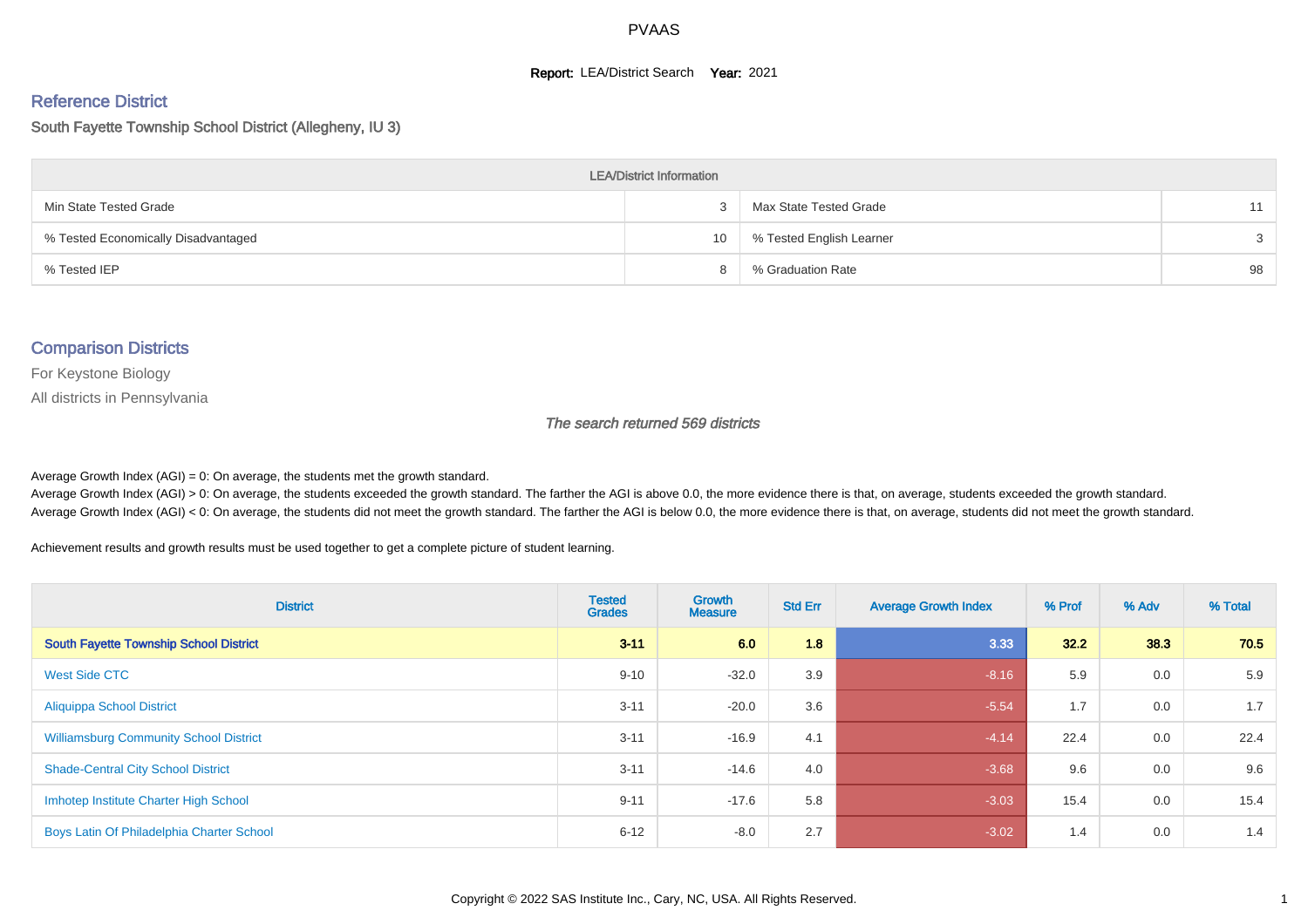PVAAS

**Report:** LEA/District Search **Year:** 2021

## Reference District

South Fayette Township School District (Allegheny, IU 3)

| LEA/District Information | | | |
|---|---|---|---|
| Min State Tested Grade | 3 | Max State Tested Grade | 11 |
| % Tested Economically Disadvantaged | 10 | % Tested English Learner | 3 |
| % Tested IEP | 8 | % Graduation Rate | 98 |

## Comparison Districts

For Keystone Biology

All districts in Pennsylvania

*The search returned 569 districts*

Average Growth Index (AGI) = 0: On average, the students met the growth standard.
Average Growth Index (AGI) > 0: On average, the students exceeded the growth standard. The farther the AGI is above 0.0, the more evidence there is that, on average, students exceeded the growth standard.
Average Growth Index (AGI) < 0: On average, the students did not meet the growth standard. The farther the AGI is below 0.0, the more evidence there is that, on average, students did not meet the growth standard.

Achievement results and growth results must be used together to get a complete picture of student learning.

| District | Tested Grades | Growth Measure | Std Err | Average Growth Index | % Prof | % Adv | % Total |
|---|---|---|---|---|---|---|---|
| **South Fayette Township School District** | **3-11** | **6.0** | **1.8** | **3.33** | **32.2** | **38.3** | **70.5** |
| West Side CTC | 9-10 | -32.0 | 3.9 | -8.16 | 5.9 | 0.0 | 5.9 |
| Aliquippa School District | 3-11 | -20.0 | 3.6 | -5.54 | 1.7 | 0.0 | 1.7 |
| Williamsburg Community School District | 3-11 | -16.9 | 4.1 | -4.14 | 22.4 | 0.0 | 22.4 |
| Shade-Central City School District | 3-11 | -14.6 | 4.0 | -3.68 | 9.6 | 0.0 | 9.6 |
| Imhotep Institute Charter High School | 9-11 | -17.6 | 5.8 | -3.03 | 15.4 | 0.0 | 15.4 |
| Boys Latin Of Philadelphia Charter School | 6-12 | -8.0 | 2.7 | -3.02 | 1.4 | 0.0 | 1.4 |

Copyright © 2022 SAS Institute Inc., Cary, NC, USA. All Rights Reserved.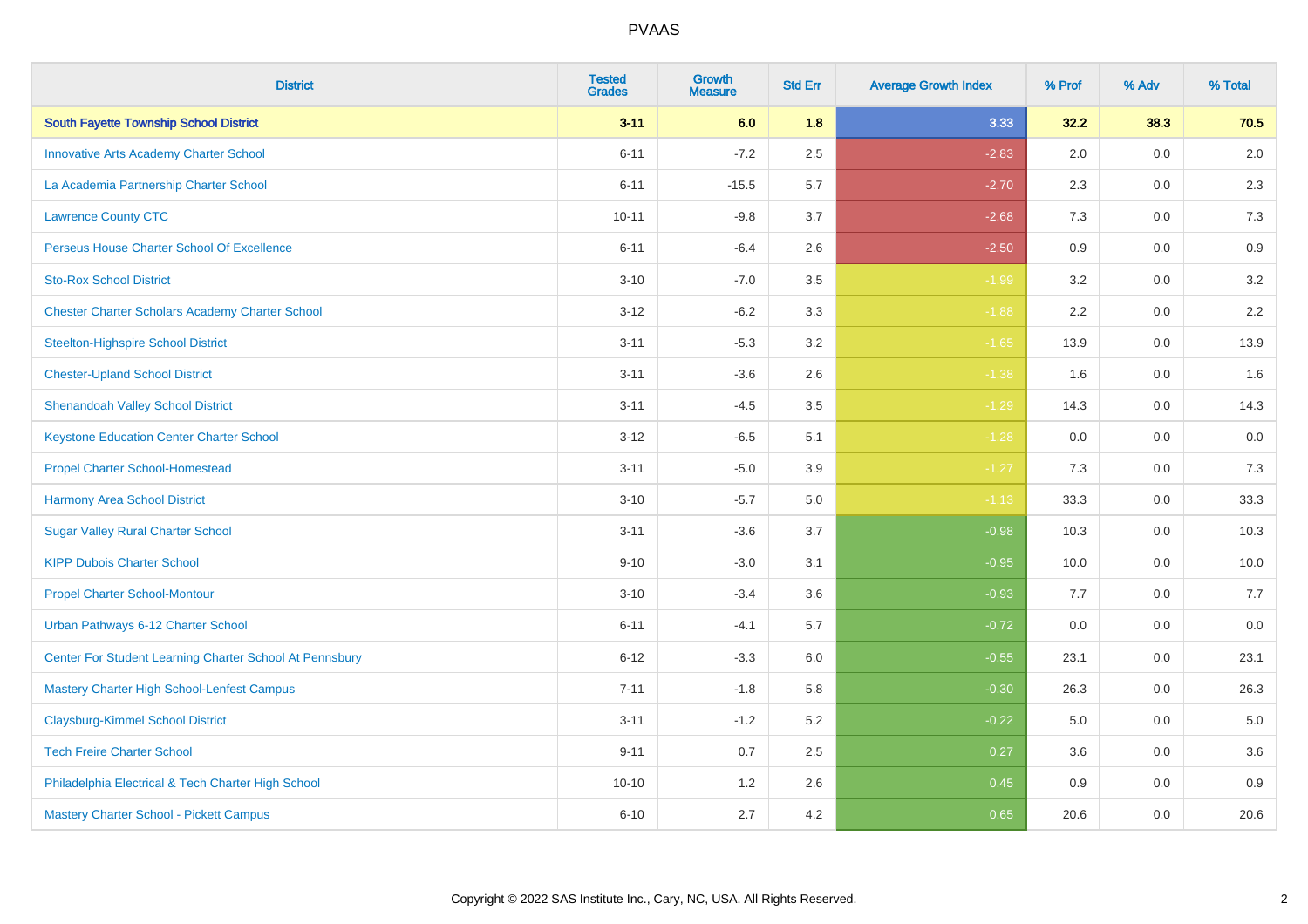# PVAAS

| District | Tested Grades | Growth Measure | Std Err | Average Growth Index | % Prof | % Adv | % Total |
|---|---|---|---|---|---|---|---|
| **South Fayette Township School District** | **3-11** | **6.0** | **1.8** | **3.33** | **32.2** | **38.3** | **70.5** |
| Innovative Arts Academy Charter School | 6-11 | -7.2 | 2.5 | -2.83 | 2.0 | 0.0 | 2.0 |
| La Academia Partnership Charter School | 6-11 | -15.5 | 5.7 | -2.70 | 2.3 | 0.0 | 2.3 |
| Lawrence County CTC | 10-11 | -9.8 | 3.7 | -2.68 | 7.3 | 0.0 | 7.3 |
| Perseus House Charter School Of Excellence | 6-11 | -6.4 | 2.6 | -2.50 | 0.9 | 0.0 | 0.9 |
| Sto-Rox School District | 3-10 | -7.0 | 3.5 | -1.99 | 3.2 | 0.0 | 3.2 |
| Chester Charter Scholars Academy Charter School | 3-12 | -6.2 | 3.3 | -1.88 | 2.2 | 0.0 | 2.2 |
| Steelton-Highspire School District | 3-11 | -5.3 | 3.2 | -1.65 | 13.9 | 0.0 | 13.9 |
| Chester-Upland School District | 3-11 | -3.6 | 2.6 | -1.38 | 1.6 | 0.0 | 1.6 |
| Shenandoah Valley School District | 3-11 | -4.5 | 3.5 | -1.29 | 14.3 | 0.0 | 14.3 |
| Keystone Education Center Charter School | 3-12 | -6.5 | 5.1 | -1.28 | 0.0 | 0.0 | 0.0 |
| Propel Charter School-Homestead | 3-11 | -5.0 | 3.9 | -1.27 | 7.3 | 0.0 | 7.3 |
| Harmony Area School District | 3-10 | -5.7 | 5.0 | -1.13 | 33.3 | 0.0 | 33.3 |
| Sugar Valley Rural Charter School | 3-11 | -3.6 | 3.7 | -0.98 | 10.3 | 0.0 | 10.3 |
| KIPP Dubois Charter School | 9-10 | -3.0 | 3.1 | -0.95 | 10.0 | 0.0 | 10.0 |
| Propel Charter School-Montour | 3-10 | -3.4 | 3.6 | -0.93 | 7.7 | 0.0 | 7.7 |
| Urban Pathways 6-12 Charter School | 6-11 | -4.1 | 5.7 | -0.72 | 0.0 | 0.0 | 0.0 |
| Center For Student Learning Charter School At Pennsbury | 6-12 | -3.3 | 6.0 | -0.55 | 23.1 | 0.0 | 23.1 |
| Mastery Charter High School-Lenfest Campus | 7-11 | -1.8 | 5.8 | -0.30 | 26.3 | 0.0 | 26.3 |
| Claysburg-Kimmel School District | 3-11 | -1.2 | 5.2 | -0.22 | 5.0 | 0.0 | 5.0 |
| Tech Freire Charter School | 9-11 | 0.7 | 2.5 | 0.27 | 3.6 | 0.0 | 3.6 |
| Philadelphia Electrical & Tech Charter High School | 10-10 | 1.2 | 2.6 | 0.45 | 0.9 | 0.0 | 0.9 |
| Mastery Charter School - Pickett Campus | 6-10 | 2.7 | 4.2 | 0.65 | 20.6 | 0.0 | 20.6 |

Copyright © 2022 SAS Institute Inc., Cary, NC, USA. All Rights Reserved.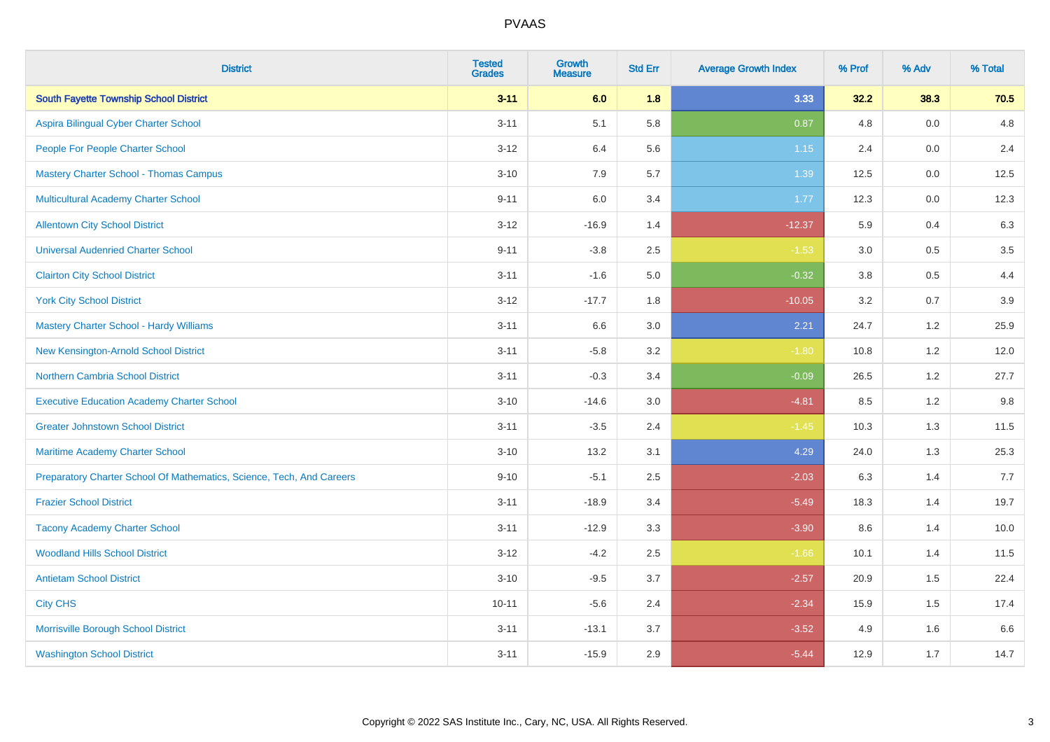PVAAS

| District | Tested Grades | Growth Measure | Std Err | Average Growth Index | % Prof | % Adv | % Total |
|---|---|---|---|---|---|---|---|
| **South Fayette Township School District** | **3-11** | **6.0** | **1.8** | **3.33** | **32.2** | **38.3** | **70.5** |
| Aspira Bilingual Cyber Charter School | 3-11 | 5.1 | 5.8 | 0.87 | 4.8 | 0.0 | 4.8 |
| People For People Charter School | 3-12 | 6.4 | 5.6 | 1.15 | 2.4 | 0.0 | 2.4 |
| Mastery Charter School - Thomas Campus | 3-10 | 7.9 | 5.7 | 1.39 | 12.5 | 0.0 | 12.5 |
| Multicultural Academy Charter School | 9-11 | 6.0 | 3.4 | 1.77 | 12.3 | 0.0 | 12.3 |
| Allentown City School District | 3-12 | -16.9 | 1.4 | -12.37 | 5.9 | 0.4 | 6.3 |
| Universal Audenried Charter School | 9-11 | -3.8 | 2.5 | -1.53 | 3.0 | 0.5 | 3.5 |
| Clairton City School District | 3-11 | -1.6 | 5.0 | -0.32 | 3.8 | 0.5 | 4.4 |
| York City School District | 3-12 | -17.7 | 1.8 | -10.05 | 3.2 | 0.7 | 3.9 |
| Mastery Charter School - Hardy Williams | 3-11 | 6.6 | 3.0 | 2.21 | 24.7 | 1.2 | 25.9 |
| New Kensington-Arnold School District | 3-11 | -5.8 | 3.2 | -1.80 | 10.8 | 1.2 | 12.0 |
| Northern Cambria School District | 3-11 | -0.3 | 3.4 | -0.09 | 26.5 | 1.2 | 27.7 |
| Executive Education Academy Charter School | 3-10 | -14.6 | 3.0 | -4.81 | 8.5 | 1.2 | 9.8 |
| Greater Johnstown School District | 3-11 | -3.5 | 2.4 | -1.45 | 10.3 | 1.3 | 11.5 |
| Maritime Academy Charter School | 3-10 | 13.2 | 3.1 | 4.29 | 24.0 | 1.3 | 25.3 |
| Preparatory Charter School Of Mathematics, Science, Tech, And Careers | 9-10 | -5.1 | 2.5 | -2.03 | 6.3 | 1.4 | 7.7 |
| Frazier School District | 3-11 | -18.9 | 3.4 | -5.49 | 18.3 | 1.4 | 19.7 |
| Tacony Academy Charter School | 3-11 | -12.9 | 3.3 | -3.90 | 8.6 | 1.4 | 10.0 |
| Woodland Hills School District | 3-12 | -4.2 | 2.5 | -1.66 | 10.1 | 1.4 | 11.5 |
| Antietam School District | 3-10 | -9.5 | 3.7 | -2.57 | 20.9 | 1.5 | 22.4 |
| City CHS | 10-11 | -5.6 | 2.4 | -2.34 | 15.9 | 1.5 | 17.4 |
| Morrisville Borough School District | 3-11 | -13.1 | 3.7 | -3.52 | 4.9 | 1.6 | 6.6 |
| Washington School District | 3-11 | -15.9 | 2.9 | -5.44 | 12.9 | 1.7 | 14.7 |

Copyright © 2022 SAS Institute Inc., Cary, NC, USA. All Rights Reserved.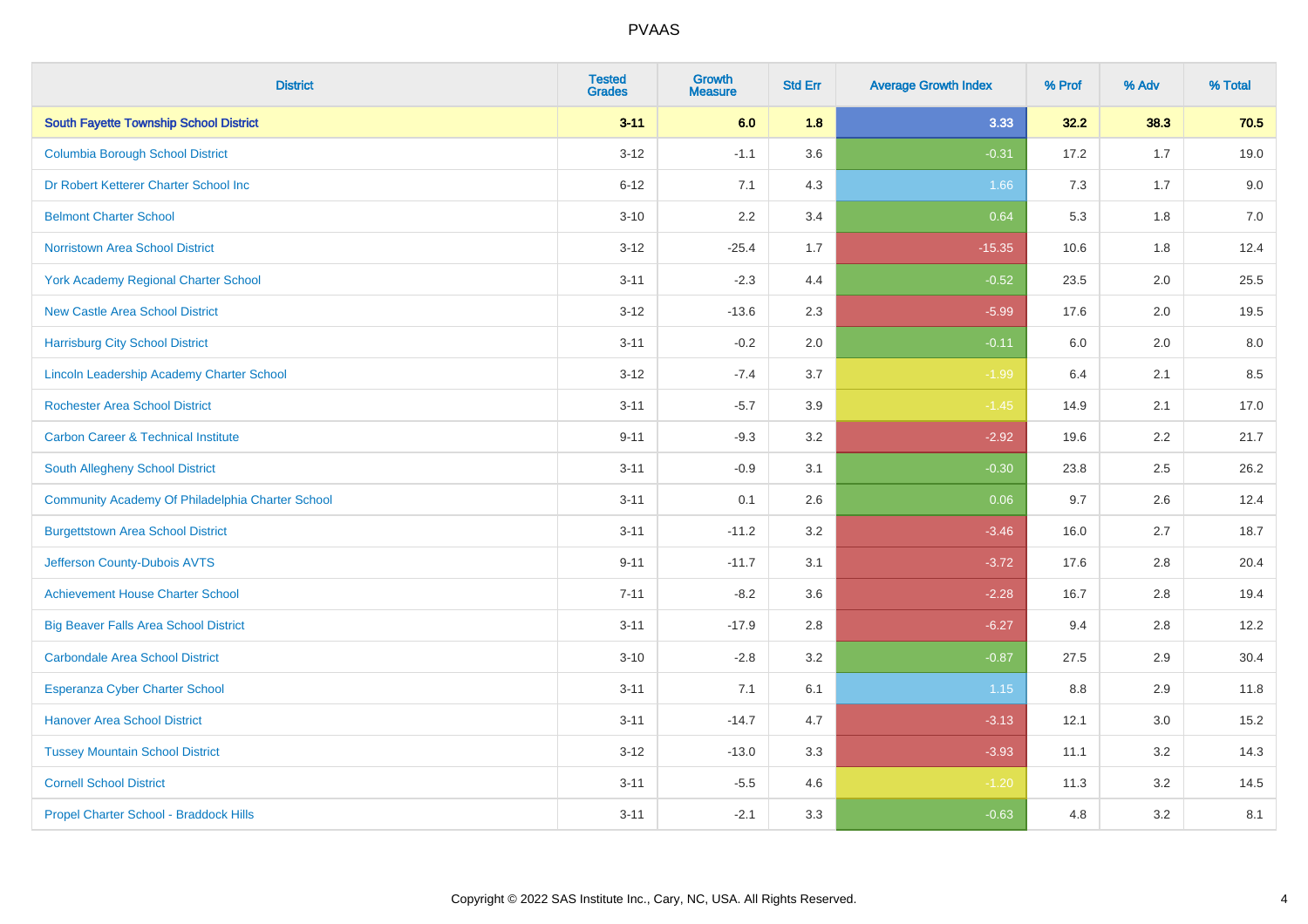# PVAAS

| District | Tested Grades | Growth Measure | Std Err | Average Growth Index | % Prof | % Adv | % Total |
|---|---|---|---|---|---|---|---|
| **South Fayette Township School District** | **3-11** | **6.0** | **1.8** | **3.33** | **32.2** | **38.3** | **70.5** |
| Columbia Borough School District | 3-12 | -1.1 | 3.6 | -0.31 | 17.2 | 1.7 | 19.0 |
| Dr Robert Ketterer Charter School Inc | 6-12 | 7.1 | 4.3 | 1.66 | 7.3 | 1.7 | 9.0 |
| Belmont Charter School | 3-10 | 2.2 | 3.4 | 0.64 | 5.3 | 1.8 | 7.0 |
| Norristown Area School District | 3-12 | -25.4 | 1.7 | -15.35 | 10.6 | 1.8 | 12.4 |
| York Academy Regional Charter School | 3-11 | -2.3 | 4.4 | -0.52 | 23.5 | 2.0 | 25.5 |
| New Castle Area School District | 3-12 | -13.6 | 2.3 | -5.99 | 17.6 | 2.0 | 19.5 |
| Harrisburg City School District | 3-11 | -0.2 | 2.0 | -0.11 | 6.0 | 2.0 | 8.0 |
| Lincoln Leadership Academy Charter School | 3-12 | -7.4 | 3.7 | -1.99 | 6.4 | 2.1 | 8.5 |
| Rochester Area School District | 3-11 | -5.7 | 3.9 | -1.45 | 14.9 | 2.1 | 17.0 |
| Carbon Career & Technical Institute | 9-11 | -9.3 | 3.2 | -2.92 | 19.6 | 2.2 | 21.7 |
| South Allegheny School District | 3-11 | -0.9 | 3.1 | -0.30 | 23.8 | 2.5 | 26.2 |
| Community Academy Of Philadelphia Charter School | 3-11 | 0.1 | 2.6 | 0.06 | 9.7 | 2.6 | 12.4 |
| Burgettstown Area School District | 3-11 | -11.2 | 3.2 | -3.46 | 16.0 | 2.7 | 18.7 |
| Jefferson County-Dubois AVTS | 9-11 | -11.7 | 3.1 | -3.72 | 17.6 | 2.8 | 20.4 |
| Achievement House Charter School | 7-11 | -8.2 | 3.6 | -2.28 | 16.7 | 2.8 | 19.4 |
| Big Beaver Falls Area School District | 3-11 | -17.9 | 2.8 | -6.27 | 9.4 | 2.8 | 12.2 |
| Carbondale Area School District | 3-10 | -2.8 | 3.2 | -0.87 | 27.5 | 2.9 | 30.4 |
| Esperanza Cyber Charter School | 3-11 | 7.1 | 6.1 | 1.15 | 8.8 | 2.9 | 11.8 |
| Hanover Area School District | 3-11 | -14.7 | 4.7 | -3.13 | 12.1 | 3.0 | 15.2 |
| Tussey Mountain School District | 3-12 | -13.0 | 3.3 | -3.93 | 11.1 | 3.2 | 14.3 |
| Cornell School District | 3-11 | -5.5 | 4.6 | -1.20 | 11.3 | 3.2 | 14.5 |
| Propel Charter School - Braddock Hills | 3-11 | -2.1 | 3.3 | -0.63 | 4.8 | 3.2 | 8.1 |

Copyright © 2022 SAS Institute Inc., Cary, NC, USA. All Rights Reserved.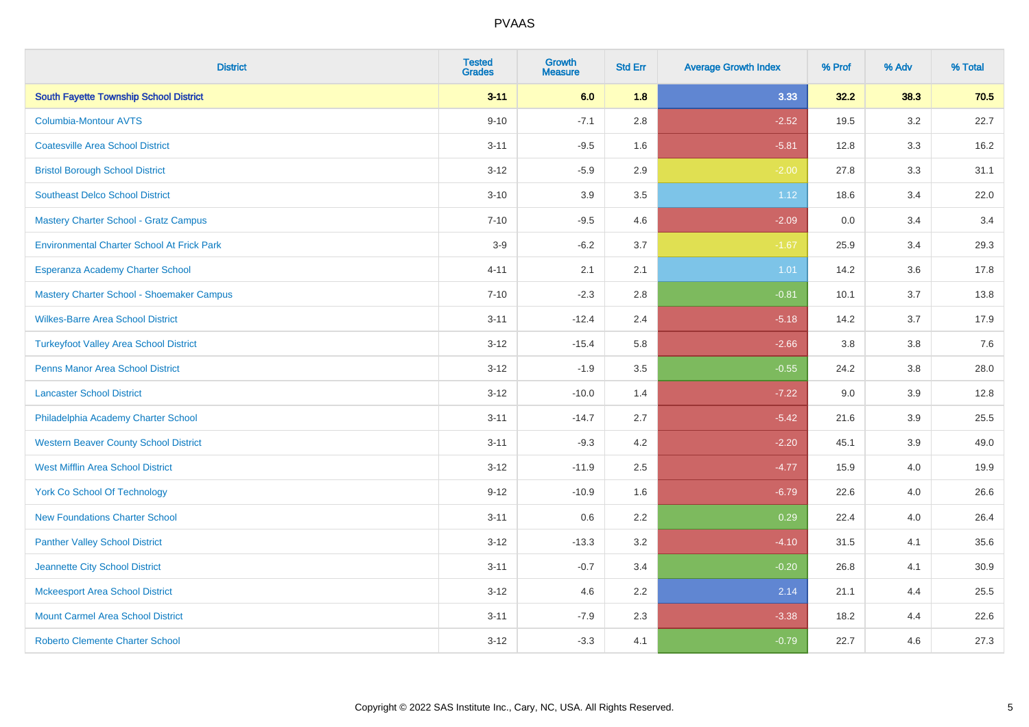# PVAAS

| District | Tested Grades | Growth Measure | Std Err | Average Growth Index | % Prof | % Adv | % Total |
|---|---|---|---|---|---|---|---|
| **South Fayette Township School District** | **3-11** | **6.0** | **1.8** | **3.33** | **32.2** | **38.3** | **70.5** |
| Columbia-Montour AVTS | 9-10 | -7.1 | 2.8 | -2.52 | 19.5 | 3.2 | 22.7 |
| Coatesville Area School District | 3-11 | -9.5 | 1.6 | -5.81 | 12.8 | 3.3 | 16.2 |
| Bristol Borough School District | 3-12 | -5.9 | 2.9 | -2.00 | 27.8 | 3.3 | 31.1 |
| Southeast Delco School District | 3-10 | 3.9 | 3.5 | 1.12 | 18.6 | 3.4 | 22.0 |
| Mastery Charter School - Gratz Campus | 7-10 | -9.5 | 4.6 | -2.09 | 0.0 | 3.4 | 3.4 |
| Environmental Charter School At Frick Park | 3-9 | -6.2 | 3.7 | -1.67 | 25.9 | 3.4 | 29.3 |
| Esperanza Academy Charter School | 4-11 | 2.1 | 2.1 | 1.01 | 14.2 | 3.6 | 17.8 |
| Mastery Charter School - Shoemaker Campus | 7-10 | -2.3 | 2.8 | -0.81 | 10.1 | 3.7 | 13.8 |
| Wilkes-Barre Area School District | 3-11 | -12.4 | 2.4 | -5.18 | 14.2 | 3.7 | 17.9 |
| Turkeyfoot Valley Area School District | 3-12 | -15.4 | 5.8 | -2.66 | 3.8 | 3.8 | 7.6 |
| Penns Manor Area School District | 3-12 | -1.9 | 3.5 | -0.55 | 24.2 | 3.8 | 28.0 |
| Lancaster School District | 3-12 | -10.0 | 1.4 | -7.22 | 9.0 | 3.9 | 12.8 |
| Philadelphia Academy Charter School | 3-11 | -14.7 | 2.7 | -5.42 | 21.6 | 3.9 | 25.5 |
| Western Beaver County School District | 3-11 | -9.3 | 4.2 | -2.20 | 45.1 | 3.9 | 49.0 |
| West Mifflin Area School District | 3-12 | -11.9 | 2.5 | -4.77 | 15.9 | 4.0 | 19.9 |
| York Co School Of Technology | 9-12 | -10.9 | 1.6 | -6.79 | 22.6 | 4.0 | 26.6 |
| New Foundations Charter School | 3-11 | 0.6 | 2.2 | 0.29 | 22.4 | 4.0 | 26.4 |
| Panther Valley School District | 3-12 | -13.3 | 3.2 | -4.10 | 31.5 | 4.1 | 35.6 |
| Jeannette City School District | 3-11 | -0.7 | 3.4 | -0.20 | 26.8 | 4.1 | 30.9 |
| Mckeesport Area School District | 3-12 | 4.6 | 2.2 | 2.14 | 21.1 | 4.4 | 25.5 |
| Mount Carmel Area School District | 3-11 | -7.9 | 2.3 | -3.38 | 18.2 | 4.4 | 22.6 |
| Roberto Clemente Charter School | 3-12 | -3.3 | 4.1 | -0.79 | 22.7 | 4.6 | 27.3 |

Copyright © 2022 SAS Institute Inc., Cary, NC, USA. All Rights Reserved.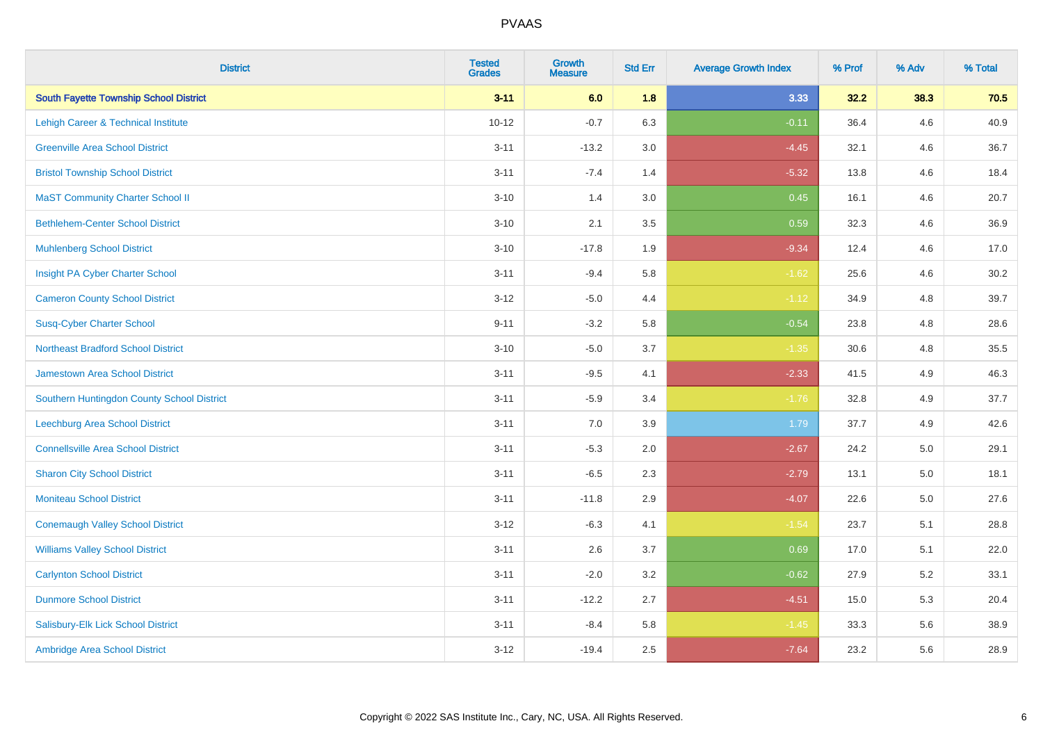| District | Tested Grades | Growth Measure | Std Err | Average Growth Index | % Prof | % Adv | % Total |
|---|---|---|---|---|---|---|---|
| **South Fayette Township School District** | **3-11** | **6.0** | **1.8** | **3.33** | **32.2** | **38.3** | **70.5** |
| Lehigh Career & Technical Institute | 10-12 | -0.7 | 6.3 | -0.11 | 36.4 | 4.6 | 40.9 |
| Greenville Area School District | 3-11 | -13.2 | 3.0 | -4.45 | 32.1 | 4.6 | 36.7 |
| Bristol Township School District | 3-11 | -7.4 | 1.4 | -5.32 | 13.8 | 4.6 | 18.4 |
| MaST Community Charter School II | 3-10 | 1.4 | 3.0 | 0.45 | 16.1 | 4.6 | 20.7 |
| Bethlehem-Center School District | 3-10 | 2.1 | 3.5 | 0.59 | 32.3 | 4.6 | 36.9 |
| Muhlenberg School District | 3-10 | -17.8 | 1.9 | -9.34 | 12.4 | 4.6 | 17.0 |
| Insight PA Cyber Charter School | 3-11 | -9.4 | 5.8 | -1.62 | 25.6 | 4.6 | 30.2 |
| Cameron County School District | 3-12 | -5.0 | 4.4 | -1.12 | 34.9 | 4.8 | 39.7 |
| Susq-Cyber Charter School | 9-11 | -3.2 | 5.8 | -0.54 | 23.8 | 4.8 | 28.6 |
| Northeast Bradford School District | 3-10 | -5.0 | 3.7 | -1.35 | 30.6 | 4.8 | 35.5 |
| Jamestown Area School District | 3-11 | -9.5 | 4.1 | -2.33 | 41.5 | 4.9 | 46.3 |
| Southern Huntingdon County School District | 3-11 | -5.9 | 3.4 | -1.76 | 32.8 | 4.9 | 37.7 |
| Leechburg Area School District | 3-11 | 7.0 | 3.9 | 1.79 | 37.7 | 4.9 | 42.6 |
| Connellsville Area School District | 3-11 | -5.3 | 2.0 | -2.67 | 24.2 | 5.0 | 29.1 |
| Sharon City School District | 3-11 | -6.5 | 2.3 | -2.79 | 13.1 | 5.0 | 18.1 |
| Moniteau School District | 3-11 | -11.8 | 2.9 | -4.07 | 22.6 | 5.0 | 27.6 |
| Conemaugh Valley School District | 3-12 | -6.3 | 4.1 | -1.54 | 23.7 | 5.1 | 28.8 |
| Williams Valley School District | 3-11 | 2.6 | 3.7 | 0.69 | 17.0 | 5.1 | 22.0 |
| Carlynton School District | 3-11 | -2.0 | 3.2 | -0.62 | 27.9 | 5.2 | 33.1 |
| Dunmore School District | 3-11 | -12.2 | 2.7 | -4.51 | 15.0 | 5.3 | 20.4 |
| Salisbury-Elk Lick School District | 3-11 | -8.4 | 5.8 | -1.45 | 33.3 | 5.6 | 38.9 |
| Ambridge Area School District | 3-12 | -19.4 | 2.5 | -7.64 | 23.2 | 5.6 | 28.9 |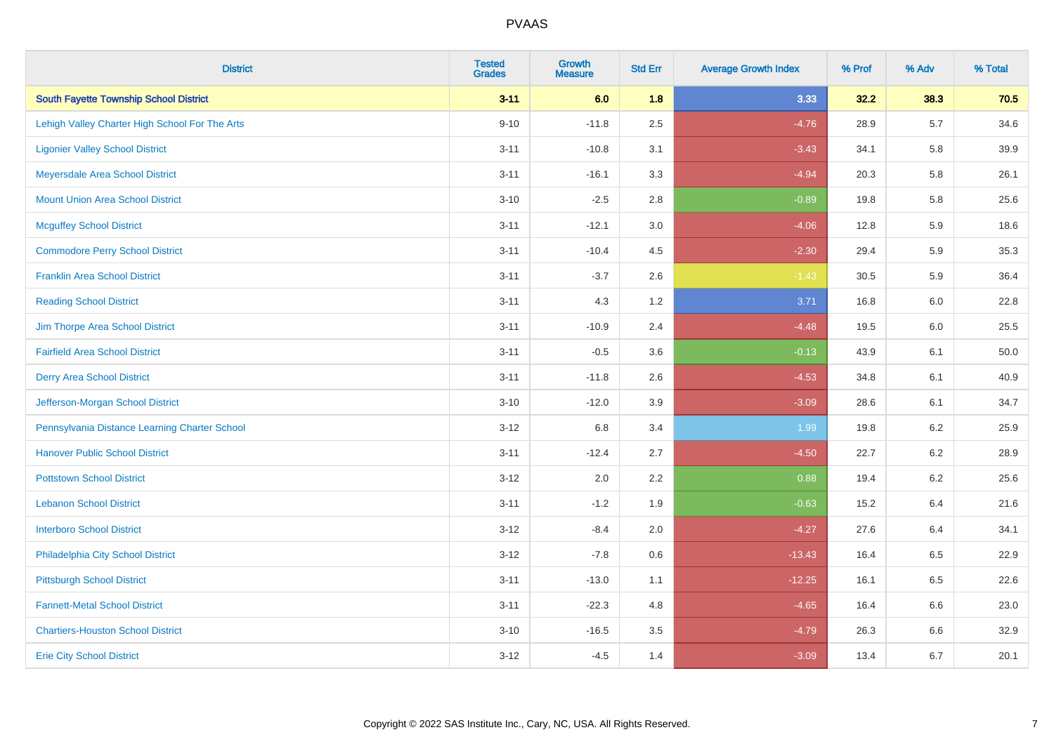| District | Tested Grades | Growth Measure | Std Err | Average Growth Index | % Prof | % Adv | % Total |
|---|---|---|---|---|---|---|---|
| **South Fayette Township School District** | **3-11** | **6.0** | **1.8** | **3.33** | **32.2** | **38.3** | **70.5** |
| Lehigh Valley Charter High School For The Arts | 9-10 | -11.8 | 2.5 | -4.76 | 28.9 | 5.7 | 34.6 |
| Ligonier Valley School District | 3-11 | -10.8 | 3.1 | -3.43 | 34.1 | 5.8 | 39.9 |
| Meyersdale Area School District | 3-11 | -16.1 | 3.3 | -4.94 | 20.3 | 5.8 | 26.1 |
| Mount Union Area School District | 3-10 | -2.5 | 2.8 | -0.89 | 19.8 | 5.8 | 25.6 |
| Mcguffey School District | 3-11 | -12.1 | 3.0 | -4.06 | 12.8 | 5.9 | 18.6 |
| Commodore Perry School District | 3-11 | -10.4 | 4.5 | -2.30 | 29.4 | 5.9 | 35.3 |
| Franklin Area School District | 3-11 | -3.7 | 2.6 | -1.43 | 30.5 | 5.9 | 36.4 |
| Reading School District | 3-11 | 4.3 | 1.2 | 3.71 | 16.8 | 6.0 | 22.8 |
| Jim Thorpe Area School District | 3-11 | -10.9 | 2.4 | -4.48 | 19.5 | 6.0 | 25.5 |
| Fairfield Area School District | 3-11 | -0.5 | 3.6 | -0.13 | 43.9 | 6.1 | 50.0 |
| Derry Area School District | 3-11 | -11.8 | 2.6 | -4.53 | 34.8 | 6.1 | 40.9 |
| Jefferson-Morgan School District | 3-10 | -12.0 | 3.9 | -3.09 | 28.6 | 6.1 | 34.7 |
| Pennsylvania Distance Learning Charter School | 3-12 | 6.8 | 3.4 | 1.99 | 19.8 | 6.2 | 25.9 |
| Hanover Public School District | 3-11 | -12.4 | 2.7 | -4.50 | 22.7 | 6.2 | 28.9 |
| Pottstown School District | 3-12 | 2.0 | 2.2 | 0.88 | 19.4 | 6.2 | 25.6 |
| Lebanon School District | 3-11 | -1.2 | 1.9 | -0.63 | 15.2 | 6.4 | 21.6 |
| Interboro School District | 3-12 | -8.4 | 2.0 | -4.27 | 27.6 | 6.4 | 34.1 |
| Philadelphia City School District | 3-12 | -7.8 | 0.6 | -13.43 | 16.4 | 6.5 | 22.9 |
| Pittsburgh School District | 3-11 | -13.0 | 1.1 | -12.25 | 16.1 | 6.5 | 22.6 |
| Fannett-Metal School District | 3-11 | -22.3 | 4.8 | -4.65 | 16.4 | 6.6 | 23.0 |
| Chartiers-Houston School District | 3-10 | -16.5 | 3.5 | -4.79 | 26.3 | 6.6 | 32.9 |
| Erie City School District | 3-12 | -4.5 | 1.4 | -3.09 | 13.4 | 6.7 | 20.1 |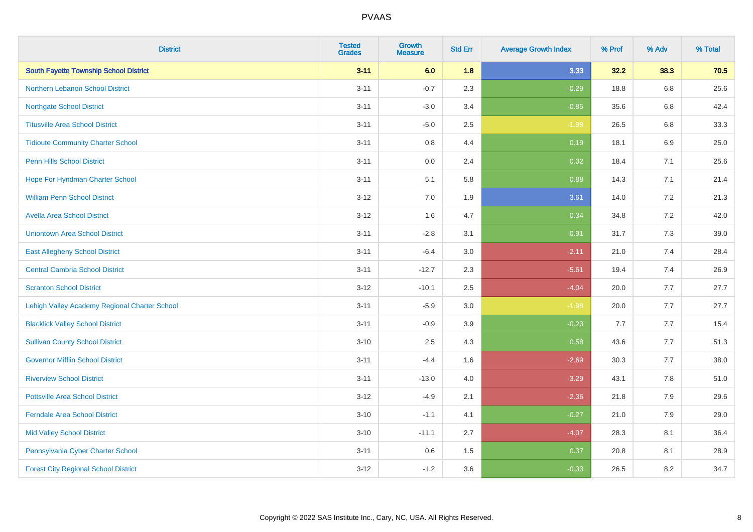# PVAAS

| District | Tested Grades | Growth Measure | Std Err | Average Growth Index | % Prof | % Adv | % Total |
|---|---|---|---|---|---|---|---|
| **South Fayette Township School District** | **3-11** | **6.0** | **1.8** | **3.33** | **32.2** | **38.3** | **70.5** |
| Northern Lebanon School District | 3-11 | -0.7 | 2.3 | -0.29 | 18.8 | 6.8 | 25.6 |
| Northgate School District | 3-11 | -3.0 | 3.4 | -0.85 | 35.6 | 6.8 | 42.4 |
| Titusville Area School District | 3-11 | -5.0 | 2.5 | -1.98 | 26.5 | 6.8 | 33.3 |
| Tidioute Community Charter School | 3-11 | 0.8 | 4.4 | 0.19 | 18.1 | 6.9 | 25.0 |
| Penn Hills School District | 3-11 | 0.0 | 2.4 | 0.02 | 18.4 | 7.1 | 25.6 |
| Hope For Hyndman Charter School | 3-11 | 5.1 | 5.8 | 0.88 | 14.3 | 7.1 | 21.4 |
| William Penn School District | 3-12 | 7.0 | 1.9 | 3.61 | 14.0 | 7.2 | 21.3 |
| Avella Area School District | 3-12 | 1.6 | 4.7 | 0.34 | 34.8 | 7.2 | 42.0 |
| Uniontown Area School District | 3-11 | -2.8 | 3.1 | -0.91 | 31.7 | 7.3 | 39.0 |
| East Allegheny School District | 3-11 | -6.4 | 3.0 | -2.11 | 21.0 | 7.4 | 28.4 |
| Central Cambria School District | 3-11 | -12.7 | 2.3 | -5.61 | 19.4 | 7.4 | 26.9 |
| Scranton School District | 3-12 | -10.1 | 2.5 | -4.04 | 20.0 | 7.7 | 27.7 |
| Lehigh Valley Academy Regional Charter School | 3-11 | -5.9 | 3.0 | -1.98 | 20.0 | 7.7 | 27.7 |
| Blacklick Valley School District | 3-11 | -0.9 | 3.9 | -0.23 | 7.7 | 7.7 | 15.4 |
| Sullivan County School District | 3-10 | 2.5 | 4.3 | 0.58 | 43.6 | 7.7 | 51.3 |
| Governor Mifflin School District | 3-11 | -4.4 | 1.6 | -2.69 | 30.3 | 7.7 | 38.0 |
| Riverview School District | 3-11 | -13.0 | 4.0 | -3.29 | 43.1 | 7.8 | 51.0 |
| Pottsville Area School District | 3-12 | -4.9 | 2.1 | -2.36 | 21.8 | 7.9 | 29.6 |
| Ferndale Area School District | 3-10 | -1.1 | 4.1 | -0.27 | 21.0 | 7.9 | 29.0 |
| Mid Valley School District | 3-10 | -11.1 | 2.7 | -4.07 | 28.3 | 8.1 | 36.4 |
| Pennsylvania Cyber Charter School | 3-11 | 0.6 | 1.5 | 0.37 | 20.8 | 8.1 | 28.9 |
| Forest City Regional School District | 3-12 | -1.2 | 3.6 | -0.33 | 26.5 | 8.2 | 34.7 |

Copyright © 2022 SAS Institute Inc., Cary, NC, USA. All Rights Reserved.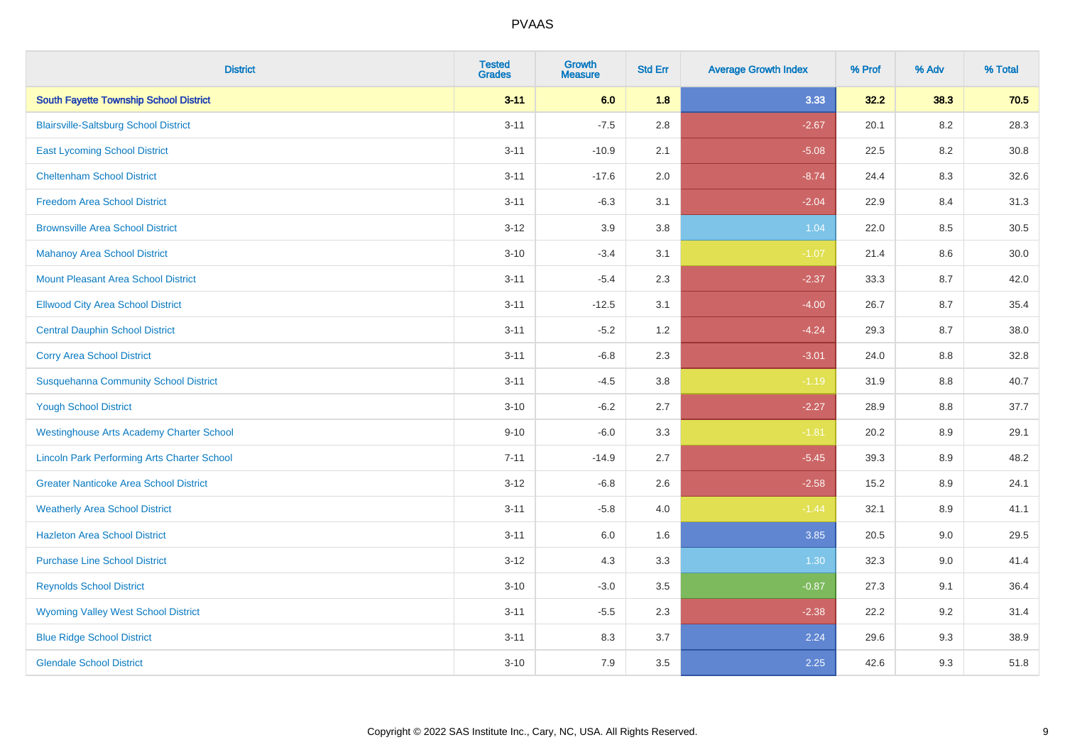# PVAAS

| District | Tested Grades | Growth Measure | Std Err | Average Growth Index | % Prof | % Adv | % Total |
|---|---|---|---|---|---|---|---|
| **South Fayette Township School District** | **3-11** | **6.0** | **1.8** | **3.33** | **32.2** | **38.3** | **70.5** |
| Blairsville-Saltsburg School District | 3-11 | -7.5 | 2.8 | -2.67 | 20.1 | 8.2 | 28.3 |
| East Lycoming School District | 3-11 | -10.9 | 2.1 | -5.08 | 22.5 | 8.2 | 30.8 |
| Cheltenham School District | 3-11 | -17.6 | 2.0 | -8.74 | 24.4 | 8.3 | 32.6 |
| Freedom Area School District | 3-11 | -6.3 | 3.1 | -2.04 | 22.9 | 8.4 | 31.3 |
| Brownsville Area School District | 3-12 | 3.9 | 3.8 | 1.04 | 22.0 | 8.5 | 30.5 |
| Mahanoy Area School District | 3-10 | -3.4 | 3.1 | -1.07 | 21.4 | 8.6 | 30.0 |
| Mount Pleasant Area School District | 3-11 | -5.4 | 2.3 | -2.37 | 33.3 | 8.7 | 42.0 |
| Ellwood City Area School District | 3-11 | -12.5 | 3.1 | -4.00 | 26.7 | 8.7 | 35.4 |
| Central Dauphin School District | 3-11 | -5.2 | 1.2 | -4.24 | 29.3 | 8.7 | 38.0 |
| Corry Area School District | 3-11 | -6.8 | 2.3 | -3.01 | 24.0 | 8.8 | 32.8 |
| Susquehanna Community School District | 3-11 | -4.5 | 3.8 | -1.19 | 31.9 | 8.8 | 40.7 |
| Yough School District | 3-10 | -6.2 | 2.7 | -2.27 | 28.9 | 8.8 | 37.7 |
| Westinghouse Arts Academy Charter School | 9-10 | -6.0 | 3.3 | -1.81 | 20.2 | 8.9 | 29.1 |
| Lincoln Park Performing Arts Charter School | 7-11 | -14.9 | 2.7 | -5.45 | 39.3 | 8.9 | 48.2 |
| Greater Nanticoke Area School District | 3-12 | -6.8 | 2.6 | -2.58 | 15.2 | 8.9 | 24.1 |
| Weatherly Area School District | 3-11 | -5.8 | 4.0 | -1.44 | 32.1 | 8.9 | 41.1 |
| Hazleton Area School District | 3-11 | 6.0 | 1.6 | 3.85 | 20.5 | 9.0 | 29.5 |
| Purchase Line School District | 3-12 | 4.3 | 3.3 | 1.30 | 32.3 | 9.0 | 41.4 |
| Reynolds School District | 3-10 | -3.0 | 3.5 | -0.87 | 27.3 | 9.1 | 36.4 |
| Wyoming Valley West School District | 3-11 | -5.5 | 2.3 | -2.38 | 22.2 | 9.2 | 31.4 |
| Blue Ridge School District | 3-11 | 8.3 | 3.7 | 2.24 | 29.6 | 9.3 | 38.9 |
| Glendale School District | 3-10 | 7.9 | 3.5 | 2.25 | 42.6 | 9.3 | 51.8 |

Copyright © 2022 SAS Institute Inc., Cary, NC, USA. All Rights Reserved.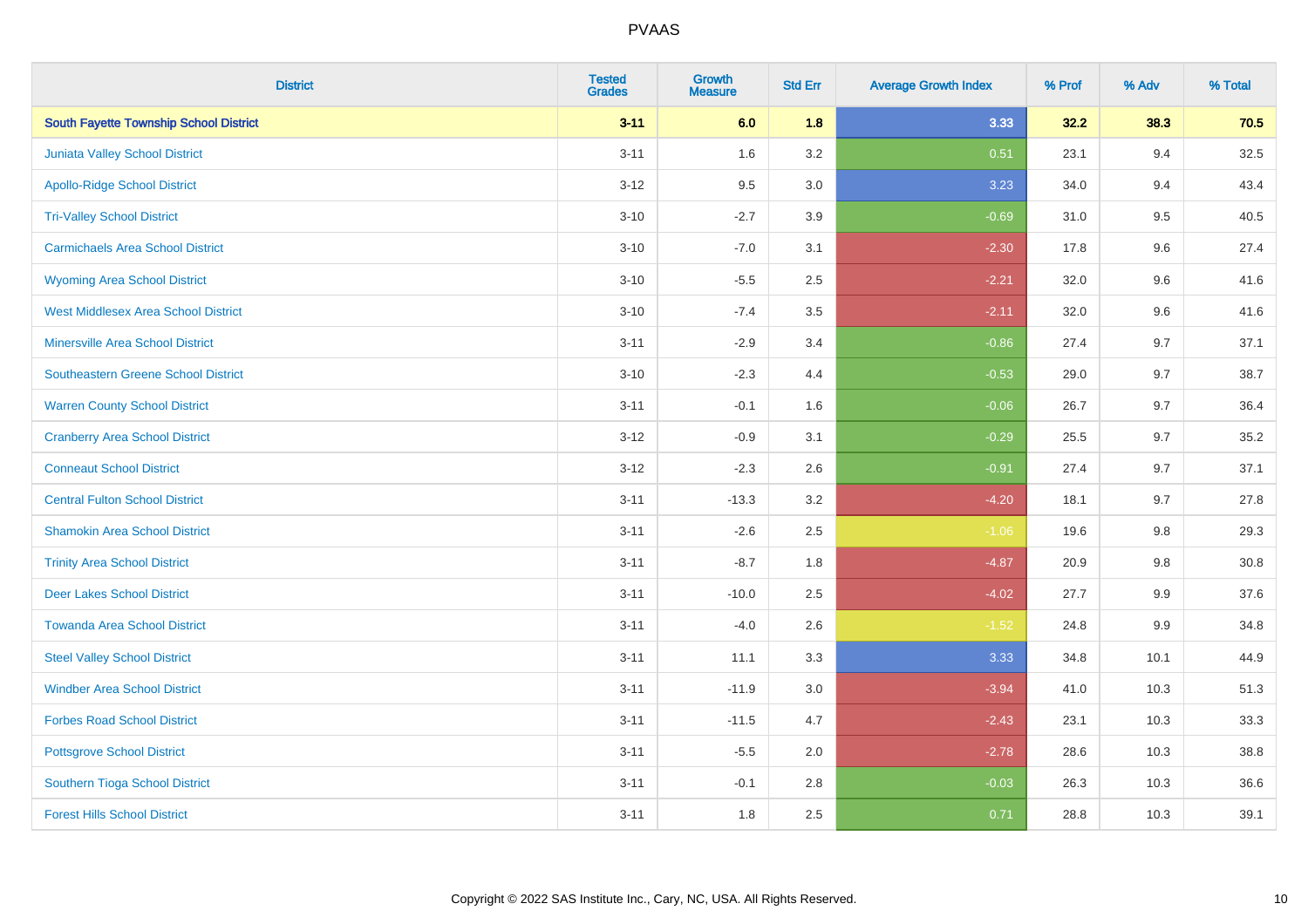| District | Tested Grades | Growth Measure | Std Err | Average Growth Index | % Prof | % Adv | % Total |
|---|---|---|---|---|---|---|---|
| **South Fayette Township School District** | **3-11** | **6.0** | **1.8** | **3.33** | **32.2** | **38.3** | **70.5** |
| Juniata Valley School District | 3-11 | 1.6 | 3.2 | 0.51 | 23.1 | 9.4 | 32.5 |
| Apollo-Ridge School District | 3-12 | 9.5 | 3.0 | 3.23 | 34.0 | 9.4 | 43.4 |
| Tri-Valley School District | 3-10 | -2.7 | 3.9 | -0.69 | 31.0 | 9.5 | 40.5 |
| Carmichaels Area School District | 3-10 | -7.0 | 3.1 | -2.30 | 17.8 | 9.6 | 27.4 |
| Wyoming Area School District | 3-10 | -5.5 | 2.5 | -2.21 | 32.0 | 9.6 | 41.6 |
| West Middlesex Area School District | 3-10 | -7.4 | 3.5 | -2.11 | 32.0 | 9.6 | 41.6 |
| Minersville Area School District | 3-11 | -2.9 | 3.4 | -0.86 | 27.4 | 9.7 | 37.1 |
| Southeastern Greene School District | 3-10 | -2.3 | 4.4 | -0.53 | 29.0 | 9.7 | 38.7 |
| Warren County School District | 3-11 | -0.1 | 1.6 | -0.06 | 26.7 | 9.7 | 36.4 |
| Cranberry Area School District | 3-12 | -0.9 | 3.1 | -0.29 | 25.5 | 9.7 | 35.2 |
| Conneaut School District | 3-12 | -2.3 | 2.6 | -0.91 | 27.4 | 9.7 | 37.1 |
| Central Fulton School District | 3-11 | -13.3 | 3.2 | -4.20 | 18.1 | 9.7 | 27.8 |
| Shamokin Area School District | 3-11 | -2.6 | 2.5 | -1.06 | 19.6 | 9.8 | 29.3 |
| Trinity Area School District | 3-11 | -8.7 | 1.8 | -4.87 | 20.9 | 9.8 | 30.8 |
| Deer Lakes School District | 3-11 | -10.0 | 2.5 | -4.02 | 27.7 | 9.9 | 37.6 |
| Towanda Area School District | 3-11 | -4.0 | 2.6 | -1.52 | 24.8 | 9.9 | 34.8 |
| Steel Valley School District | 3-11 | 11.1 | 3.3 | 3.33 | 34.8 | 10.1 | 44.9 |
| Windber Area School District | 3-11 | -11.9 | 3.0 | -3.94 | 41.0 | 10.3 | 51.3 |
| Forbes Road School District | 3-11 | -11.5 | 4.7 | -2.43 | 23.1 | 10.3 | 33.3 |
| Pottsgrove School District | 3-11 | -5.5 | 2.0 | -2.78 | 28.6 | 10.3 | 38.8 |
| Southern Tioga School District | 3-11 | -0.1 | 2.8 | -0.03 | 26.3 | 10.3 | 36.6 |
| Forest Hills School District | 3-11 | 1.8 | 2.5 | 0.71 | 28.8 | 10.3 | 39.1 |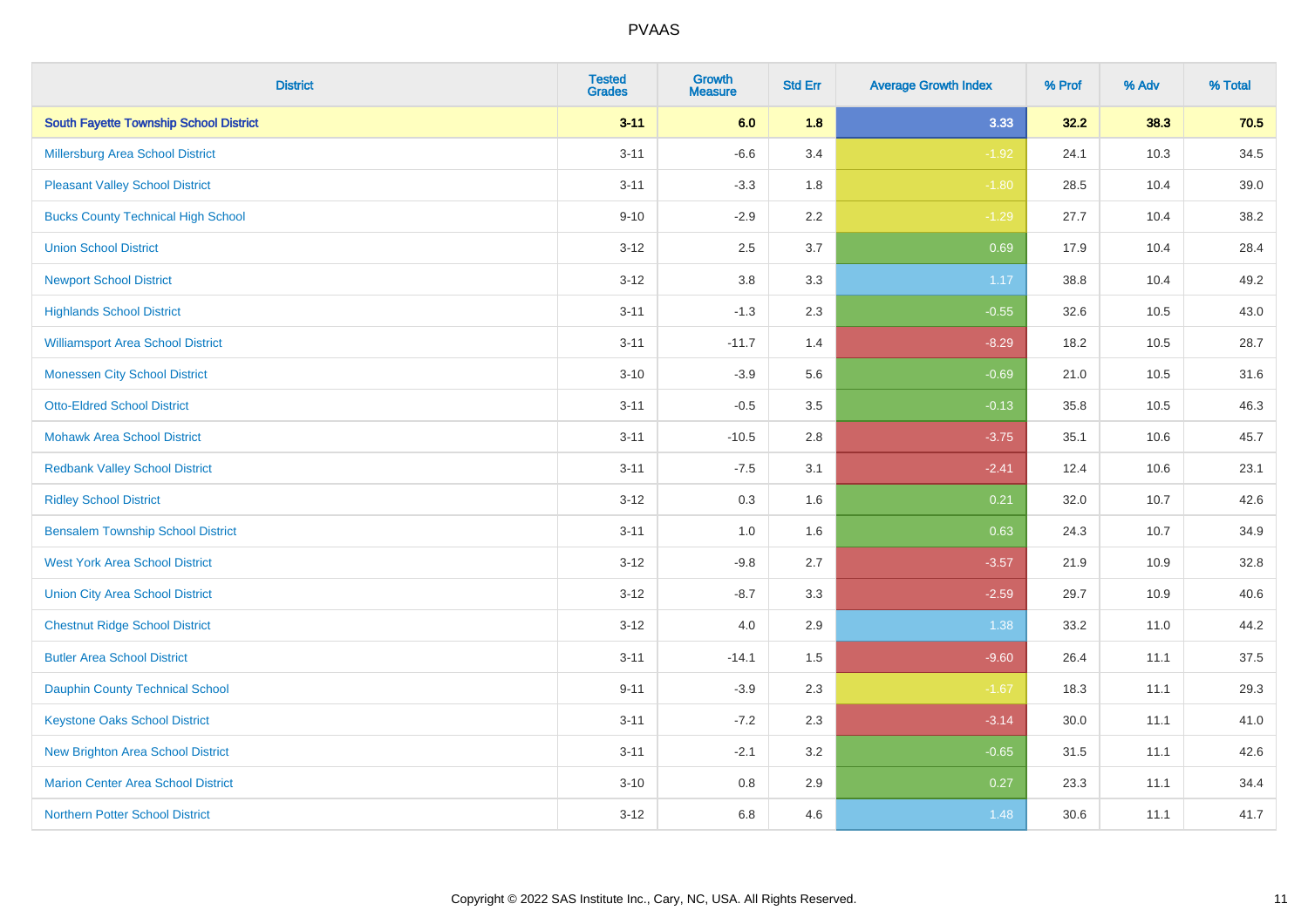| District | Tested Grades | Growth Measure | Std Err | Average Growth Index | % Prof | % Adv | % Total |
|---|---|---|---|---|---|---|---|
| **South Fayette Township School District** | **3-11** | **6.0** | **1.8** | **3.33** | **32.2** | **38.3** | **70.5** |
| Millersburg Area School District | 3-11 | -6.6 | 3.4 | -1.92 | 24.1 | 10.3 | 34.5 |
| Pleasant Valley School District | 3-11 | -3.3 | 1.8 | -1.80 | 28.5 | 10.4 | 39.0 |
| Bucks County Technical High School | 9-10 | -2.9 | 2.2 | -1.29 | 27.7 | 10.4 | 38.2 |
| Union School District | 3-12 | 2.5 | 3.7 | 0.69 | 17.9 | 10.4 | 28.4 |
| Newport School District | 3-12 | 3.8 | 3.3 | 1.17 | 38.8 | 10.4 | 49.2 |
| Highlands School District | 3-11 | -1.3 | 2.3 | -0.55 | 32.6 | 10.5 | 43.0 |
| Williamsport Area School District | 3-11 | -11.7 | 1.4 | -8.29 | 18.2 | 10.5 | 28.7 |
| Monessen City School District | 3-10 | -3.9 | 5.6 | -0.69 | 21.0 | 10.5 | 31.6 |
| Otto-Eldred School District | 3-11 | -0.5 | 3.5 | -0.13 | 35.8 | 10.5 | 46.3 |
| Mohawk Area School District | 3-11 | -10.5 | 2.8 | -3.75 | 35.1 | 10.6 | 45.7 |
| Redbank Valley School District | 3-11 | -7.5 | 3.1 | -2.41 | 12.4 | 10.6 | 23.1 |
| Ridley School District | 3-12 | 0.3 | 1.6 | 0.21 | 32.0 | 10.7 | 42.6 |
| Bensalem Township School District | 3-11 | 1.0 | 1.6 | 0.63 | 24.3 | 10.7 | 34.9 |
| West York Area School District | 3-12 | -9.8 | 2.7 | -3.57 | 21.9 | 10.9 | 32.8 |
| Union City Area School District | 3-12 | -8.7 | 3.3 | -2.59 | 29.7 | 10.9 | 40.6 |
| Chestnut Ridge School District | 3-12 | 4.0 | 2.9 | 1.38 | 33.2 | 11.0 | 44.2 |
| Butler Area School District | 3-11 | -14.1 | 1.5 | -9.60 | 26.4 | 11.1 | 37.5 |
| Dauphin County Technical School | 9-11 | -3.9 | 2.3 | -1.67 | 18.3 | 11.1 | 29.3 |
| Keystone Oaks School District | 3-11 | -7.2 | 2.3 | -3.14 | 30.0 | 11.1 | 41.0 |
| New Brighton Area School District | 3-11 | -2.1 | 3.2 | -0.65 | 31.5 | 11.1 | 42.6 |
| Marion Center Area School District | 3-10 | 0.8 | 2.9 | 0.27 | 23.3 | 11.1 | 34.4 |
| Northern Potter School District | 3-12 | 6.8 | 4.6 | 1.48 | 30.6 | 11.1 | 41.7 |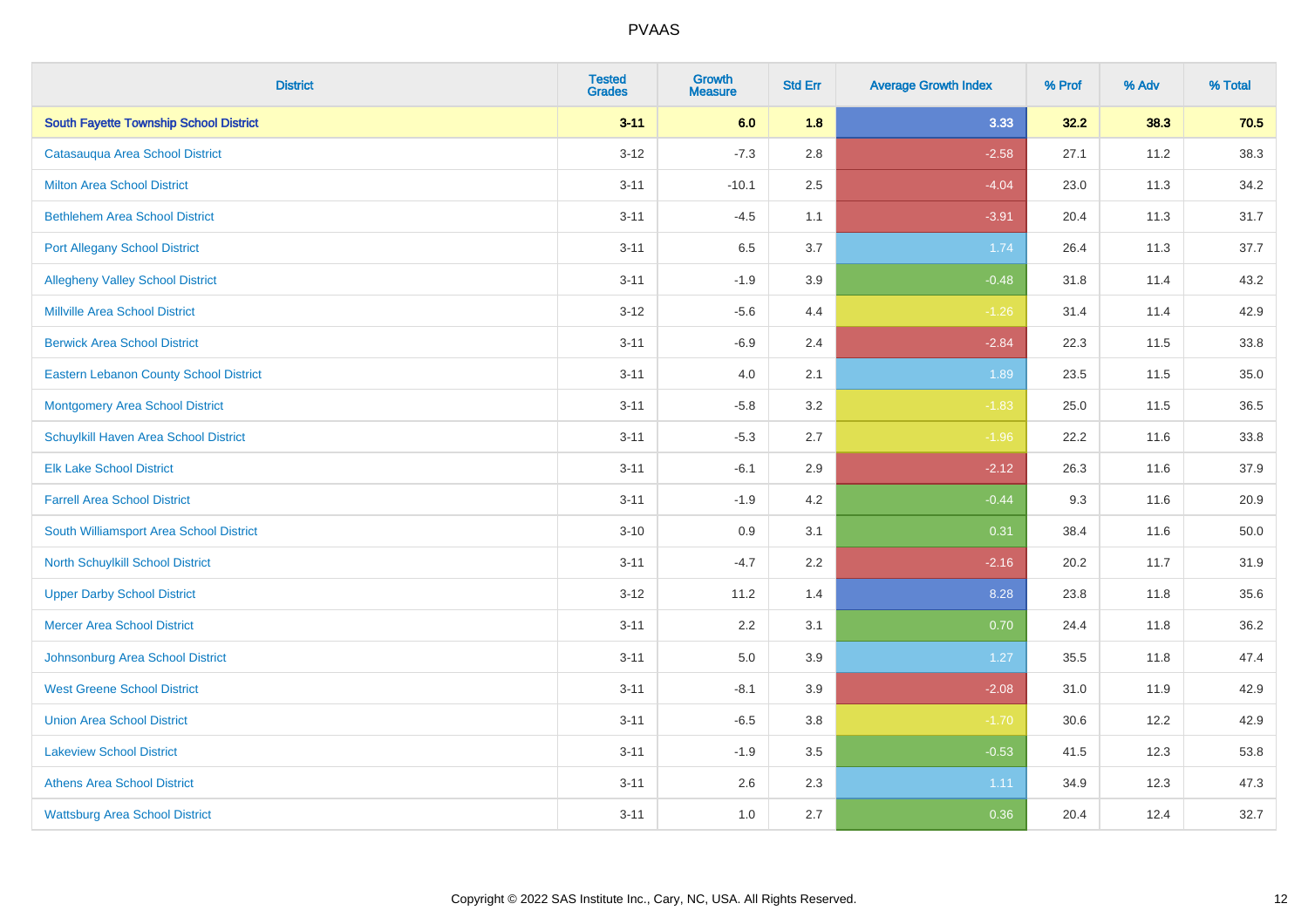# PVAAS

| District | Tested Grades | Growth Measure | Std Err | Average Growth Index | % Prof | % Adv | % Total |
|---|---|---|---|---|---|---|---|
| **South Fayette Township School District** | **3-11** | **6.0** | **1.8** | **3.33** | **32.2** | **38.3** | **70.5** |
| Catasauqua Area School District | 3-12 | -7.3 | 2.8 | -2.58 | 27.1 | 11.2 | 38.3 |
| Milton Area School District | 3-11 | -10.1 | 2.5 | -4.04 | 23.0 | 11.3 | 34.2 |
| Bethlehem Area School District | 3-11 | -4.5 | 1.1 | -3.91 | 20.4 | 11.3 | 31.7 |
| Port Allegany School District | 3-11 | 6.5 | 3.7 | 1.74 | 26.4 | 11.3 | 37.7 |
| Allegheny Valley School District | 3-11 | -1.9 | 3.9 | -0.48 | 31.8 | 11.4 | 43.2 |
| Millville Area School District | 3-12 | -5.6 | 4.4 | -1.26 | 31.4 | 11.4 | 42.9 |
| Berwick Area School District | 3-11 | -6.9 | 2.4 | -2.84 | 22.3 | 11.5 | 33.8 |
| Eastern Lebanon County School District | 3-11 | 4.0 | 2.1 | 1.89 | 23.5 | 11.5 | 35.0 |
| Montgomery Area School District | 3-11 | -5.8 | 3.2 | -1.83 | 25.0 | 11.5 | 36.5 |
| Schuylkill Haven Area School District | 3-11 | -5.3 | 2.7 | -1.96 | 22.2 | 11.6 | 33.8 |
| Elk Lake School District | 3-11 | -6.1 | 2.9 | -2.12 | 26.3 | 11.6 | 37.9 |
| Farrell Area School District | 3-11 | -1.9 | 4.2 | -0.44 | 9.3 | 11.6 | 20.9 |
| South Williamsport Area School District | 3-10 | 0.9 | 3.1 | 0.31 | 38.4 | 11.6 | 50.0 |
| North Schuylkill School District | 3-11 | -4.7 | 2.2 | -2.16 | 20.2 | 11.7 | 31.9 |
| Upper Darby School District | 3-12 | 11.2 | 1.4 | 8.28 | 23.8 | 11.8 | 35.6 |
| Mercer Area School District | 3-11 | 2.2 | 3.1 | 0.70 | 24.4 | 11.8 | 36.2 |
| Johnsonburg Area School District | 3-11 | 5.0 | 3.9 | 1.27 | 35.5 | 11.8 | 47.4 |
| West Greene School District | 3-11 | -8.1 | 3.9 | -2.08 | 31.0 | 11.9 | 42.9 |
| Union Area School District | 3-11 | -6.5 | 3.8 | -1.70 | 30.6 | 12.2 | 42.9 |
| Lakeview School District | 3-11 | -1.9 | 3.5 | -0.53 | 41.5 | 12.3 | 53.8 |
| Athens Area School District | 3-11 | 2.6 | 2.3 | 1.11 | 34.9 | 12.3 | 47.3 |
| Wattsburg Area School District | 3-11 | 1.0 | 2.7 | 0.36 | 20.4 | 12.4 | 32.7 |

Copyright © 2022 SAS Institute Inc., Cary, NC, USA. All Rights Reserved.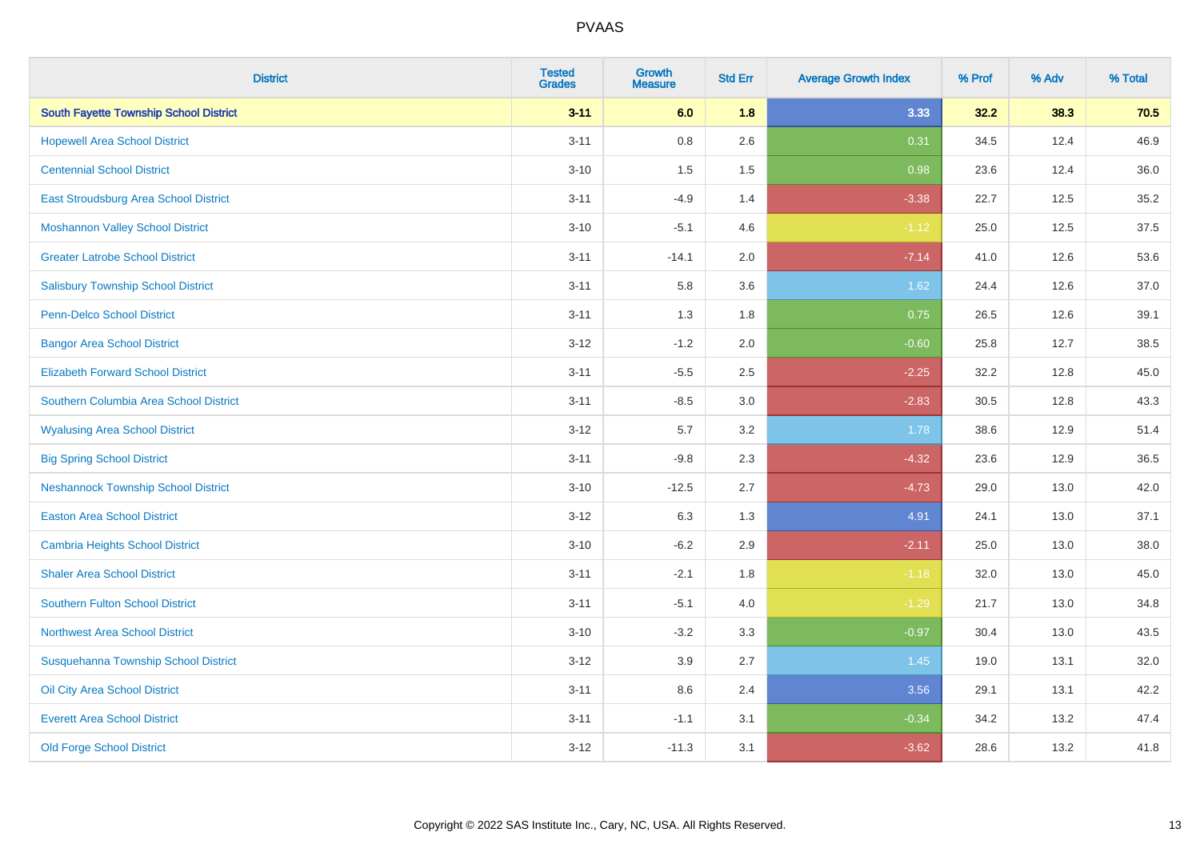| District | Tested Grades | Growth Measure | Std Err | Average Growth Index | % Prof | % Adv | % Total |
|---|---|---|---|---|---|---|---|
| **South Fayette Township School District** | **3-11** | **6.0** | **1.8** | **3.33** | **32.2** | **38.3** | **70.5** |
| Hopewell Area School District | 3-11 | 0.8 | 2.6 | 0.31 | 34.5 | 12.4 | 46.9 |
| Centennial School District | 3-10 | 1.5 | 1.5 | 0.98 | 23.6 | 12.4 | 36.0 |
| East Stroudsburg Area School District | 3-11 | -4.9 | 1.4 | -3.38 | 22.7 | 12.5 | 35.2 |
| Moshannon Valley School District | 3-10 | -5.1 | 4.6 | -1.12 | 25.0 | 12.5 | 37.5 |
| Greater Latrobe School District | 3-11 | -14.1 | 2.0 | -7.14 | 41.0 | 12.6 | 53.6 |
| Salisbury Township School District | 3-11 | 5.8 | 3.6 | 1.62 | 24.4 | 12.6 | 37.0 |
| Penn-Delco School District | 3-11 | 1.3 | 1.8 | 0.75 | 26.5 | 12.6 | 39.1 |
| Bangor Area School District | 3-12 | -1.2 | 2.0 | -0.60 | 25.8 | 12.7 | 38.5 |
| Elizabeth Forward School District | 3-11 | -5.5 | 2.5 | -2.25 | 32.2 | 12.8 | 45.0 |
| Southern Columbia Area School District | 3-11 | -8.5 | 3.0 | -2.83 | 30.5 | 12.8 | 43.3 |
| Wyalusing Area School District | 3-12 | 5.7 | 3.2 | 1.78 | 38.6 | 12.9 | 51.4 |
| Big Spring School District | 3-11 | -9.8 | 2.3 | -4.32 | 23.6 | 12.9 | 36.5 |
| Neshannock Township School District | 3-10 | -12.5 | 2.7 | -4.73 | 29.0 | 13.0 | 42.0 |
| Easton Area School District | 3-12 | 6.3 | 1.3 | 4.91 | 24.1 | 13.0 | 37.1 |
| Cambria Heights School District | 3-10 | -6.2 | 2.9 | -2.11 | 25.0 | 13.0 | 38.0 |
| Shaler Area School District | 3-11 | -2.1 | 1.8 | -1.18 | 32.0 | 13.0 | 45.0 |
| Southern Fulton School District | 3-11 | -5.1 | 4.0 | -1.29 | 21.7 | 13.0 | 34.8 |
| Northwest Area School District | 3-10 | -3.2 | 3.3 | -0.97 | 30.4 | 13.0 | 43.5 |
| Susquehanna Township School District | 3-12 | 3.9 | 2.7 | 1.45 | 19.0 | 13.1 | 32.0 |
| Oil City Area School District | 3-11 | 8.6 | 2.4 | 3.56 | 29.1 | 13.1 | 42.2 |
| Everett Area School District | 3-11 | -1.1 | 3.1 | -0.34 | 34.2 | 13.2 | 47.4 |
| Old Forge School District | 3-12 | -11.3 | 3.1 | -3.62 | 28.6 | 13.2 | 41.8 |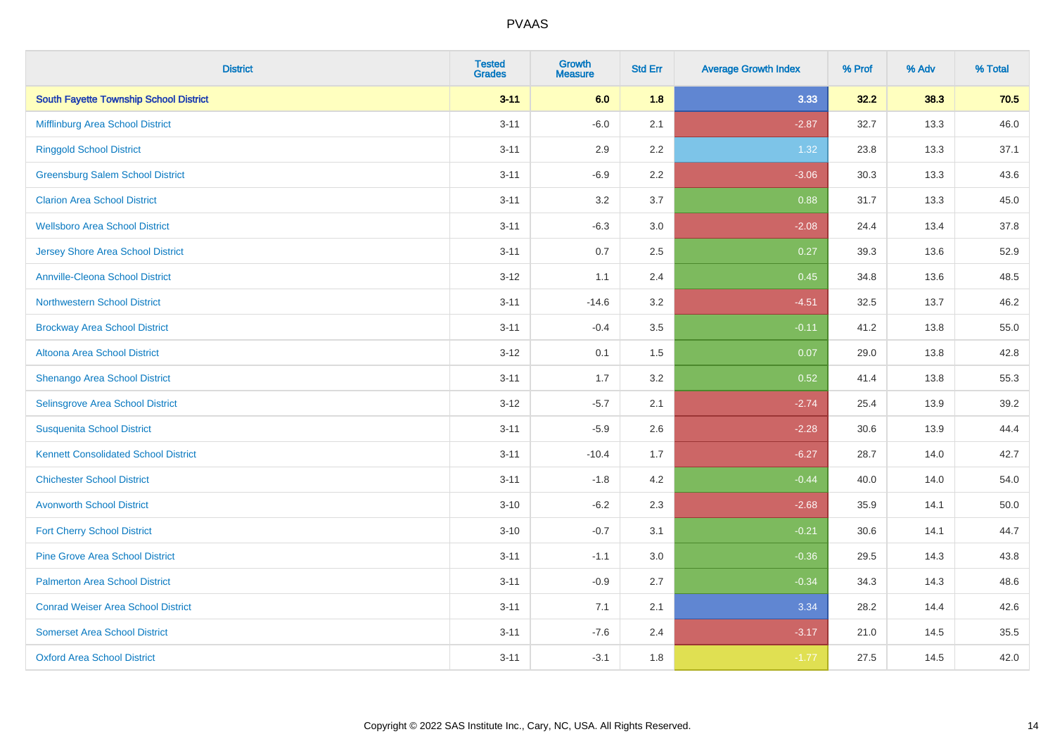| District | Tested Grades | Growth Measure | Std Err | Average Growth Index | % Prof | % Adv | % Total |
|---|---|---|---|---|---|---|---|
| **South Fayette Township School District** | **3-11** | **6.0** | **1.8** | **3.33** | **32.2** | **38.3** | **70.5** |
| Mifflinburg Area School District | 3-11 | -6.0 | 2.1 | -2.87 | 32.7 | 13.3 | 46.0 |
| Ringgold School District | 3-11 | 2.9 | 2.2 | 1.32 | 23.8 | 13.3 | 37.1 |
| Greensburg Salem School District | 3-11 | -6.9 | 2.2 | -3.06 | 30.3 | 13.3 | 43.6 |
| Clarion Area School District | 3-11 | 3.2 | 3.7 | 0.88 | 31.7 | 13.3 | 45.0 |
| Wellsboro Area School District | 3-11 | -6.3 | 3.0 | -2.08 | 24.4 | 13.4 | 37.8 |
| Jersey Shore Area School District | 3-11 | 0.7 | 2.5 | 0.27 | 39.3 | 13.6 | 52.9 |
| Annville-Cleona School District | 3-12 | 1.1 | 2.4 | 0.45 | 34.8 | 13.6 | 48.5 |
| Northwestern School District | 3-11 | -14.6 | 3.2 | -4.51 | 32.5 | 13.7 | 46.2 |
| Brockway Area School District | 3-11 | -0.4 | 3.5 | -0.11 | 41.2 | 13.8 | 55.0 |
| Altoona Area School District | 3-12 | 0.1 | 1.5 | 0.07 | 29.0 | 13.8 | 42.8 |
| Shenango Area School District | 3-11 | 1.7 | 3.2 | 0.52 | 41.4 | 13.8 | 55.3 |
| Selinsgrove Area School District | 3-12 | -5.7 | 2.1 | -2.74 | 25.4 | 13.9 | 39.2 |
| Susquenita School District | 3-11 | -5.9 | 2.6 | -2.28 | 30.6 | 13.9 | 44.4 |
| Kennett Consolidated School District | 3-11 | -10.4 | 1.7 | -6.27 | 28.7 | 14.0 | 42.7 |
| Chichester School District | 3-11 | -1.8 | 4.2 | -0.44 | 40.0 | 14.0 | 54.0 |
| Avonworth School District | 3-10 | -6.2 | 2.3 | -2.68 | 35.9 | 14.1 | 50.0 |
| Fort Cherry School District | 3-10 | -0.7 | 3.1 | -0.21 | 30.6 | 14.1 | 44.7 |
| Pine Grove Area School District | 3-11 | -1.1 | 3.0 | -0.36 | 29.5 | 14.3 | 43.8 |
| Palmerton Area School District | 3-11 | -0.9 | 2.7 | -0.34 | 34.3 | 14.3 | 48.6 |
| Conrad Weiser Area School District | 3-11 | 7.1 | 2.1 | 3.34 | 28.2 | 14.4 | 42.6 |
| Somerset Area School District | 3-11 | -7.6 | 2.4 | -3.17 | 21.0 | 14.5 | 35.5 |
| Oxford Area School District | 3-11 | -3.1 | 1.8 | -1.77 | 27.5 | 14.5 | 42.0 |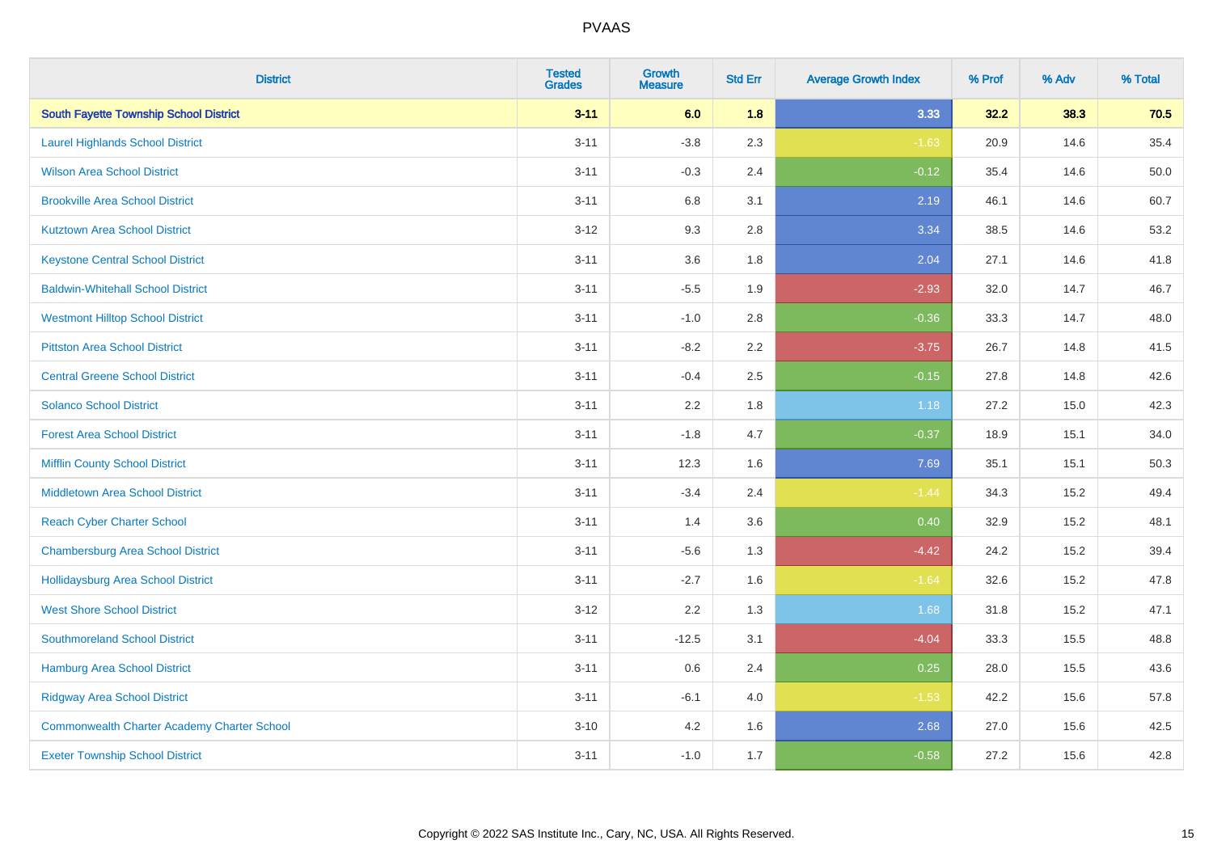| District | Tested Grades | Growth Measure | Std Err | Average Growth Index | % Prof | % Adv | % Total |
|---|---|---|---|---|---|---|---|
| **South Fayette Township School District** | **3-11** | **6.0** | **1.8** | **3.33** | **32.2** | **38.3** | **70.5** |
| Laurel Highlands School District | 3-11 | -3.8 | 2.3 | -1.63 | 20.9 | 14.6 | 35.4 |
| Wilson Area School District | 3-11 | -0.3 | 2.4 | -0.12 | 35.4 | 14.6 | 50.0 |
| Brookville Area School District | 3-11 | 6.8 | 3.1 | 2.19 | 46.1 | 14.6 | 60.7 |
| Kutztown Area School District | 3-12 | 9.3 | 2.8 | 3.34 | 38.5 | 14.6 | 53.2 |
| Keystone Central School District | 3-11 | 3.6 | 1.8 | 2.04 | 27.1 | 14.6 | 41.8 |
| Baldwin-Whitehall School District | 3-11 | -5.5 | 1.9 | -2.93 | 32.0 | 14.7 | 46.7 |
| Westmont Hilltop School District | 3-11 | -1.0 | 2.8 | -0.36 | 33.3 | 14.7 | 48.0 |
| Pittston Area School District | 3-11 | -8.2 | 2.2 | -3.75 | 26.7 | 14.8 | 41.5 |
| Central Greene School District | 3-11 | -0.4 | 2.5 | -0.15 | 27.8 | 14.8 | 42.6 |
| Solanco School District | 3-11 | 2.2 | 1.8 | 1.18 | 27.2 | 15.0 | 42.3 |
| Forest Area School District | 3-11 | -1.8 | 4.7 | -0.37 | 18.9 | 15.1 | 34.0 |
| Mifflin County School District | 3-11 | 12.3 | 1.6 | 7.69 | 35.1 | 15.1 | 50.3 |
| Middletown Area School District | 3-11 | -3.4 | 2.4 | -1.44 | 34.3 | 15.2 | 49.4 |
| Reach Cyber Charter School | 3-11 | 1.4 | 3.6 | 0.40 | 32.9 | 15.2 | 48.1 |
| Chambersburg Area School District | 3-11 | -5.6 | 1.3 | -4.42 | 24.2 | 15.2 | 39.4 |
| Hollidaysburg Area School District | 3-11 | -2.7 | 1.6 | -1.64 | 32.6 | 15.2 | 47.8 |
| West Shore School District | 3-12 | 2.2 | 1.3 | 1.68 | 31.8 | 15.2 | 47.1 |
| Southmoreland School District | 3-11 | -12.5 | 3.1 | -4.04 | 33.3 | 15.5 | 48.8 |
| Hamburg Area School District | 3-11 | 0.6 | 2.4 | 0.25 | 28.0 | 15.5 | 43.6 |
| Ridgway Area School District | 3-11 | -6.1 | 4.0 | -1.53 | 42.2 | 15.6 | 57.8 |
| Commonwealth Charter Academy Charter School | 3-10 | 4.2 | 1.6 | 2.68 | 27.0 | 15.6 | 42.5 |
| Exeter Township School District | 3-11 | -1.0 | 1.7 | -0.58 | 27.2 | 15.6 | 42.8 |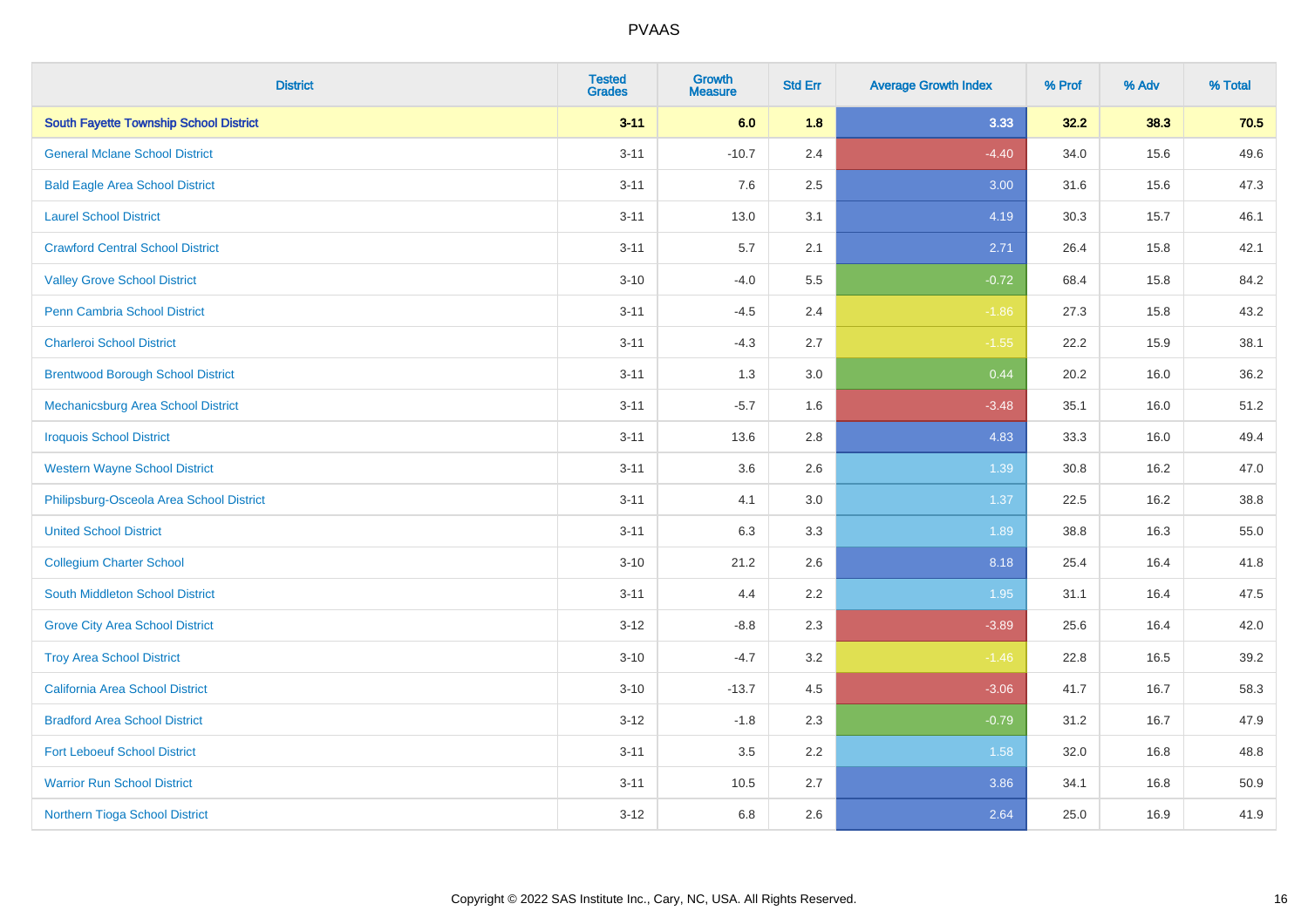# PVAAS

| District | Tested Grades | Growth Measure | Std Err | Average Growth Index | % Prof | % Adv | % Total |
|---|---|---|---|---|---|---|---|
| **South Fayette Township School District** | **3-11** | **6.0** | **1.8** | **3.33** | **32.2** | **38.3** | **70.5** |
| General Mclane School District | 3-11 | -10.7 | 2.4 | -4.40 | 34.0 | 15.6 | 49.6 |
| Bald Eagle Area School District | 3-11 | 7.6 | 2.5 | 3.00 | 31.6 | 15.6 | 47.3 |
| Laurel School District | 3-11 | 13.0 | 3.1 | 4.19 | 30.3 | 15.7 | 46.1 |
| Crawford Central School District | 3-11 | 5.7 | 2.1 | 2.71 | 26.4 | 15.8 | 42.1 |
| Valley Grove School District | 3-10 | -4.0 | 5.5 | -0.72 | 68.4 | 15.8 | 84.2 |
| Penn Cambria School District | 3-11 | -4.5 | 2.4 | -1.86 | 27.3 | 15.8 | 43.2 |
| Charleroi School District | 3-11 | -4.3 | 2.7 | -1.55 | 22.2 | 15.9 | 38.1 |
| Brentwood Borough School District | 3-11 | 1.3 | 3.0 | 0.44 | 20.2 | 16.0 | 36.2 |
| Mechanicsburg Area School District | 3-11 | -5.7 | 1.6 | -3.48 | 35.1 | 16.0 | 51.2 |
| Iroquois School District | 3-11 | 13.6 | 2.8 | 4.83 | 33.3 | 16.0 | 49.4 |
| Western Wayne School District | 3-11 | 3.6 | 2.6 | 1.39 | 30.8 | 16.2 | 47.0 |
| Philipsburg-Osceola Area School District | 3-11 | 4.1 | 3.0 | 1.37 | 22.5 | 16.2 | 38.8 |
| United School District | 3-11 | 6.3 | 3.3 | 1.89 | 38.8 | 16.3 | 55.0 |
| Collegium Charter School | 3-10 | 21.2 | 2.6 | 8.18 | 25.4 | 16.4 | 41.8 |
| South Middleton School District | 3-11 | 4.4 | 2.2 | 1.95 | 31.1 | 16.4 | 47.5 |
| Grove City Area School District | 3-12 | -8.8 | 2.3 | -3.89 | 25.6 | 16.4 | 42.0 |
| Troy Area School District | 3-10 | -4.7 | 3.2 | -1.46 | 22.8 | 16.5 | 39.2 |
| California Area School District | 3-10 | -13.7 | 4.5 | -3.06 | 41.7 | 16.7 | 58.3 |
| Bradford Area School District | 3-12 | -1.8 | 2.3 | -0.79 | 31.2 | 16.7 | 47.9 |
| Fort Leboeuf School District | 3-11 | 3.5 | 2.2 | 1.58 | 32.0 | 16.8 | 48.8 |
| Warrior Run School District | 3-11 | 10.5 | 2.7 | 3.86 | 34.1 | 16.8 | 50.9 |
| Northern Tioga School District | 3-12 | 6.8 | 2.6 | 2.64 | 25.0 | 16.9 | 41.9 |

Copyright © 2022 SAS Institute Inc., Cary, NC, USA. All Rights Reserved.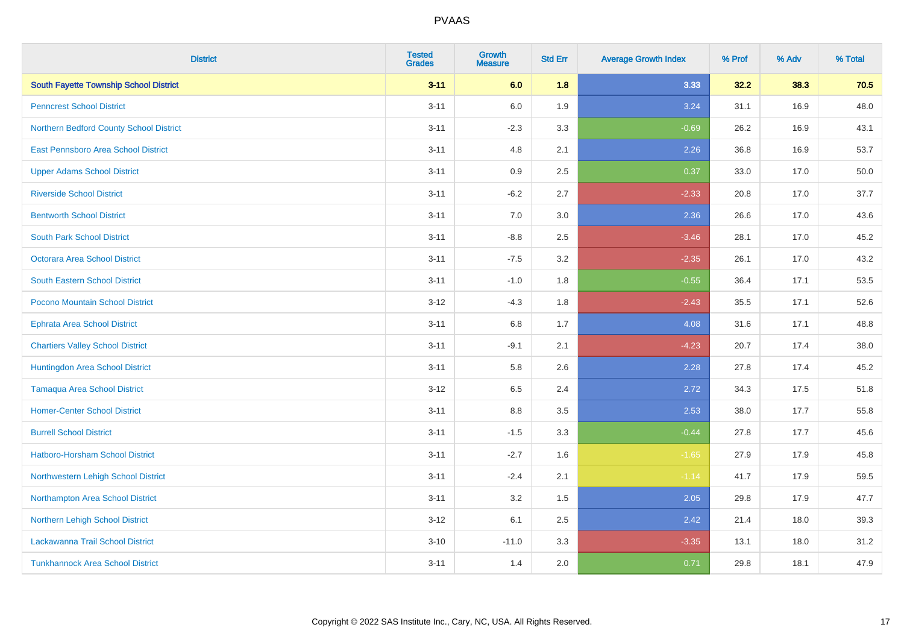# PVAAS

| District | Tested Grades | Growth Measure | Std Err | Average Growth Index | % Prof | % Adv | % Total |
|---|---|---|---|---|---|---|---|
| **South Fayette Township School District** | **3-11** | **6.0** | **1.8** | **3.33** | **32.2** | **38.3** | **70.5** |
| Penncrest School District | 3-11 | 6.0 | 1.9 | 3.24 | 31.1 | 16.9 | 48.0 |
| Northern Bedford County School District | 3-11 | -2.3 | 3.3 | -0.69 | 26.2 | 16.9 | 43.1 |
| East Pennsboro Area School District | 3-11 | 4.8 | 2.1 | 2.26 | 36.8 | 16.9 | 53.7 |
| Upper Adams School District | 3-11 | 0.9 | 2.5 | 0.37 | 33.0 | 17.0 | 50.0 |
| Riverside School District | 3-11 | -6.2 | 2.7 | -2.33 | 20.8 | 17.0 | 37.7 |
| Bentworth School District | 3-11 | 7.0 | 3.0 | 2.36 | 26.6 | 17.0 | 43.6 |
| South Park School District | 3-11 | -8.8 | 2.5 | -3.46 | 28.1 | 17.0 | 45.2 |
| Octorara Area School District | 3-11 | -7.5 | 3.2 | -2.35 | 26.1 | 17.0 | 43.2 |
| South Eastern School District | 3-11 | -1.0 | 1.8 | -0.55 | 36.4 | 17.1 | 53.5 |
| Pocono Mountain School District | 3-12 | -4.3 | 1.8 | -2.43 | 35.5 | 17.1 | 52.6 |
| Ephrata Area School District | 3-11 | 6.8 | 1.7 | 4.08 | 31.6 | 17.1 | 48.8 |
| Chartiers Valley School District | 3-11 | -9.1 | 2.1 | -4.23 | 20.7 | 17.4 | 38.0 |
| Huntingdon Area School District | 3-11 | 5.8 | 2.6 | 2.28 | 27.8 | 17.4 | 45.2 |
| Tamaqua Area School District | 3-12 | 6.5 | 2.4 | 2.72 | 34.3 | 17.5 | 51.8 |
| Homer-Center School District | 3-11 | 8.8 | 3.5 | 2.53 | 38.0 | 17.7 | 55.8 |
| Burrell School District | 3-11 | -1.5 | 3.3 | -0.44 | 27.8 | 17.7 | 45.6 |
| Hatboro-Horsham School District | 3-11 | -2.7 | 1.6 | -1.65 | 27.9 | 17.9 | 45.8 |
| Northwestern Lehigh School District | 3-11 | -2.4 | 2.1 | -1.14 | 41.7 | 17.9 | 59.5 |
| Northampton Area School District | 3-11 | 3.2 | 1.5 | 2.05 | 29.8 | 17.9 | 47.7 |
| Northern Lehigh School District | 3-12 | 6.1 | 2.5 | 2.42 | 21.4 | 18.0 | 39.3 |
| Lackawanna Trail School District | 3-10 | -11.0 | 3.3 | -3.35 | 13.1 | 18.0 | 31.2 |
| Tunkhannock Area School District | 3-11 | 1.4 | 2.0 | 0.71 | 29.8 | 18.1 | 47.9 |

Copyright © 2022 SAS Institute Inc., Cary, NC, USA. All Rights Reserved.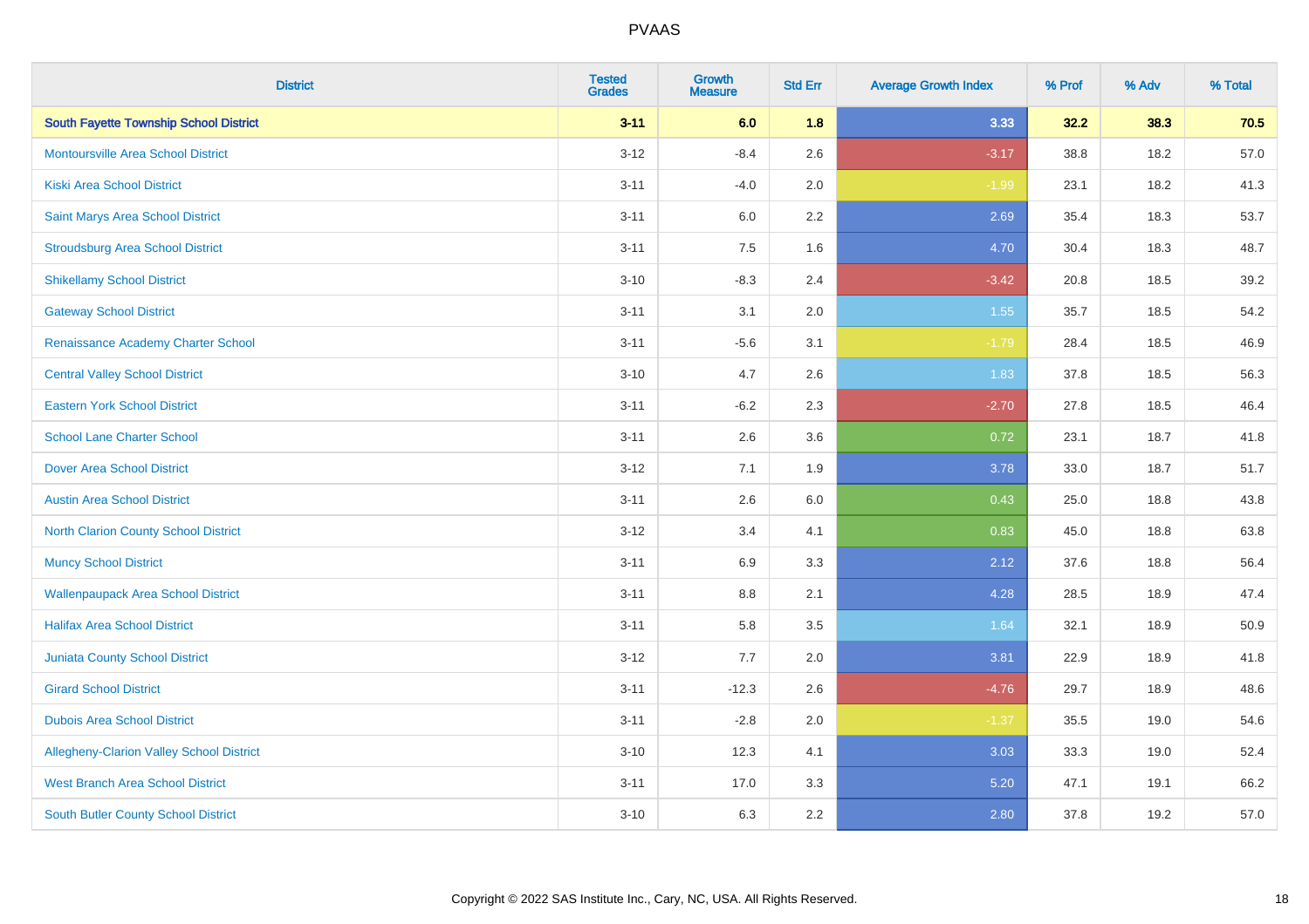| District | Tested Grades | Growth Measure | Std Err | Average Growth Index | % Prof | % Adv | % Total |
|---|---|---|---|---|---|---|---|
| **South Fayette Township School District** | **3-11** | **6.0** | **1.8** | **3.33** | **32.2** | **38.3** | **70.5** |
| Montoursville Area School District | 3-12 | -8.4 | 2.6 | -3.17 | 38.8 | 18.2 | 57.0 |
| Kiski Area School District | 3-11 | -4.0 | 2.0 | -1.99 | 23.1 | 18.2 | 41.3 |
| Saint Marys Area School District | 3-11 | 6.0 | 2.2 | 2.69 | 35.4 | 18.3 | 53.7 |
| Stroudsburg Area School District | 3-11 | 7.5 | 1.6 | 4.70 | 30.4 | 18.3 | 48.7 |
| Shikellamy School District | 3-10 | -8.3 | 2.4 | -3.42 | 20.8 | 18.5 | 39.2 |
| Gateway School District | 3-11 | 3.1 | 2.0 | 1.55 | 35.7 | 18.5 | 54.2 |
| Renaissance Academy Charter School | 3-11 | -5.6 | 3.1 | -1.79 | 28.4 | 18.5 | 46.9 |
| Central Valley School District | 3-10 | 4.7 | 2.6 | 1.83 | 37.8 | 18.5 | 56.3 |
| Eastern York School District | 3-11 | -6.2 | 2.3 | -2.70 | 27.8 | 18.5 | 46.4 |
| School Lane Charter School | 3-11 | 2.6 | 3.6 | 0.72 | 23.1 | 18.7 | 41.8 |
| Dover Area School District | 3-12 | 7.1 | 1.9 | 3.78 | 33.0 | 18.7 | 51.7 |
| Austin Area School District | 3-11 | 2.6 | 6.0 | 0.43 | 25.0 | 18.8 | 43.8 |
| North Clarion County School District | 3-12 | 3.4 | 4.1 | 0.83 | 45.0 | 18.8 | 63.8 |
| Muncy School District | 3-11 | 6.9 | 3.3 | 2.12 | 37.6 | 18.8 | 56.4 |
| Wallenpaupack Area School District | 3-11 | 8.8 | 2.1 | 4.28 | 28.5 | 18.9 | 47.4 |
| Halifax Area School District | 3-11 | 5.8 | 3.5 | 1.64 | 32.1 | 18.9 | 50.9 |
| Juniata County School District | 3-12 | 7.7 | 2.0 | 3.81 | 22.9 | 18.9 | 41.8 |
| Girard School District | 3-11 | -12.3 | 2.6 | -4.76 | 29.7 | 18.9 | 48.6 |
| Dubois Area School District | 3-11 | -2.8 | 2.0 | -1.37 | 35.5 | 19.0 | 54.6 |
| Allegheny-Clarion Valley School District | 3-10 | 12.3 | 4.1 | 3.03 | 33.3 | 19.0 | 52.4 |
| West Branch Area School District | 3-11 | 17.0 | 3.3 | 5.20 | 47.1 | 19.1 | 66.2 |
| South Butler County School District | 3-10 | 6.3 | 2.2 | 2.80 | 37.8 | 19.2 | 57.0 |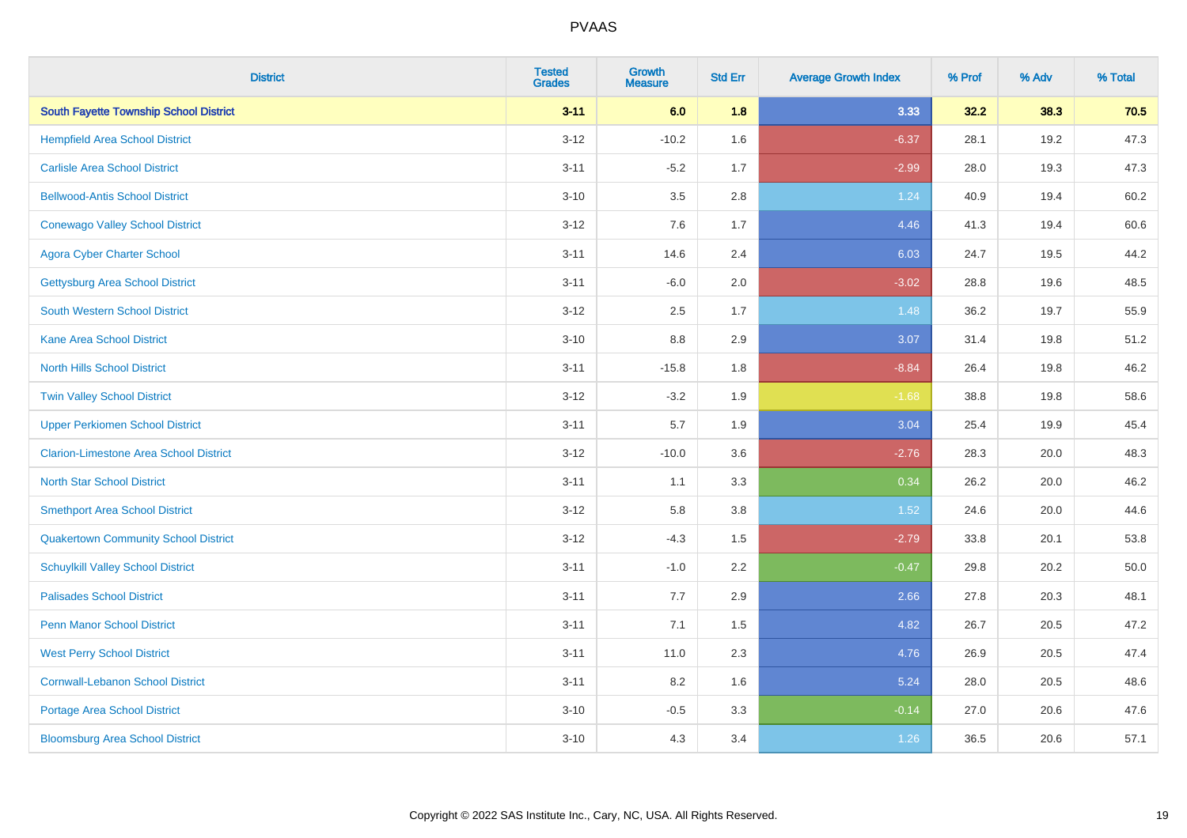# PVAAS

| District | Tested Grades | Growth Measure | Std Err | Average Growth Index | % Prof | % Adv | % Total |
|---|---|---|---|---|---|---|---|
| **South Fayette Township School District** | **3-11** | **6.0** | **1.8** | **3.33** | **32.2** | **38.3** | **70.5** |
| Hempfield Area School District | 3-12 | -10.2 | 1.6 | -6.37 | 28.1 | 19.2 | 47.3 |
| Carlisle Area School District | 3-11 | -5.2 | 1.7 | -2.99 | 28.0 | 19.3 | 47.3 |
| Bellwood-Antis School District | 3-10 | 3.5 | 2.8 | 1.24 | 40.9 | 19.4 | 60.2 |
| Conewago Valley School District | 3-12 | 7.6 | 1.7 | 4.46 | 41.3 | 19.4 | 60.6 |
| Agora Cyber Charter School | 3-11 | 14.6 | 2.4 | 6.03 | 24.7 | 19.5 | 44.2 |
| Gettysburg Area School District | 3-11 | -6.0 | 2.0 | -3.02 | 28.8 | 19.6 | 48.5 |
| South Western School District | 3-12 | 2.5 | 1.7 | 1.48 | 36.2 | 19.7 | 55.9 |
| Kane Area School District | 3-10 | 8.8 | 2.9 | 3.07 | 31.4 | 19.8 | 51.2 |
| North Hills School District | 3-11 | -15.8 | 1.8 | -8.84 | 26.4 | 19.8 | 46.2 |
| Twin Valley School District | 3-12 | -3.2 | 1.9 | -1.68 | 38.8 | 19.8 | 58.6 |
| Upper Perkiomen School District | 3-11 | 5.7 | 1.9 | 3.04 | 25.4 | 19.9 | 45.4 |
| Clarion-Limestone Area School District | 3-12 | -10.0 | 3.6 | -2.76 | 28.3 | 20.0 | 48.3 |
| North Star School District | 3-11 | 1.1 | 3.3 | 0.34 | 26.2 | 20.0 | 46.2 |
| Smethport Area School District | 3-12 | 5.8 | 3.8 | 1.52 | 24.6 | 20.0 | 44.6 |
| Quakertown Community School District | 3-12 | -4.3 | 1.5 | -2.79 | 33.8 | 20.1 | 53.8 |
| Schuylkill Valley School District | 3-11 | -1.0 | 2.2 | -0.47 | 29.8 | 20.2 | 50.0 |
| Palisades School District | 3-11 | 7.7 | 2.9 | 2.66 | 27.8 | 20.3 | 48.1 |
| Penn Manor School District | 3-11 | 7.1 | 1.5 | 4.82 | 26.7 | 20.5 | 47.2 |
| West Perry School District | 3-11 | 11.0 | 2.3 | 4.76 | 26.9 | 20.5 | 47.4 |
| Cornwall-Lebanon School District | 3-11 | 8.2 | 1.6 | 5.24 | 28.0 | 20.5 | 48.6 |
| Portage Area School District | 3-10 | -0.5 | 3.3 | -0.14 | 27.0 | 20.6 | 47.6 |
| Bloomsburg Area School District | 3-10 | 4.3 | 3.4 | 1.26 | 36.5 | 20.6 | 57.1 |

Copyright © 2022 SAS Institute Inc., Cary, NC, USA. All Rights Reserved.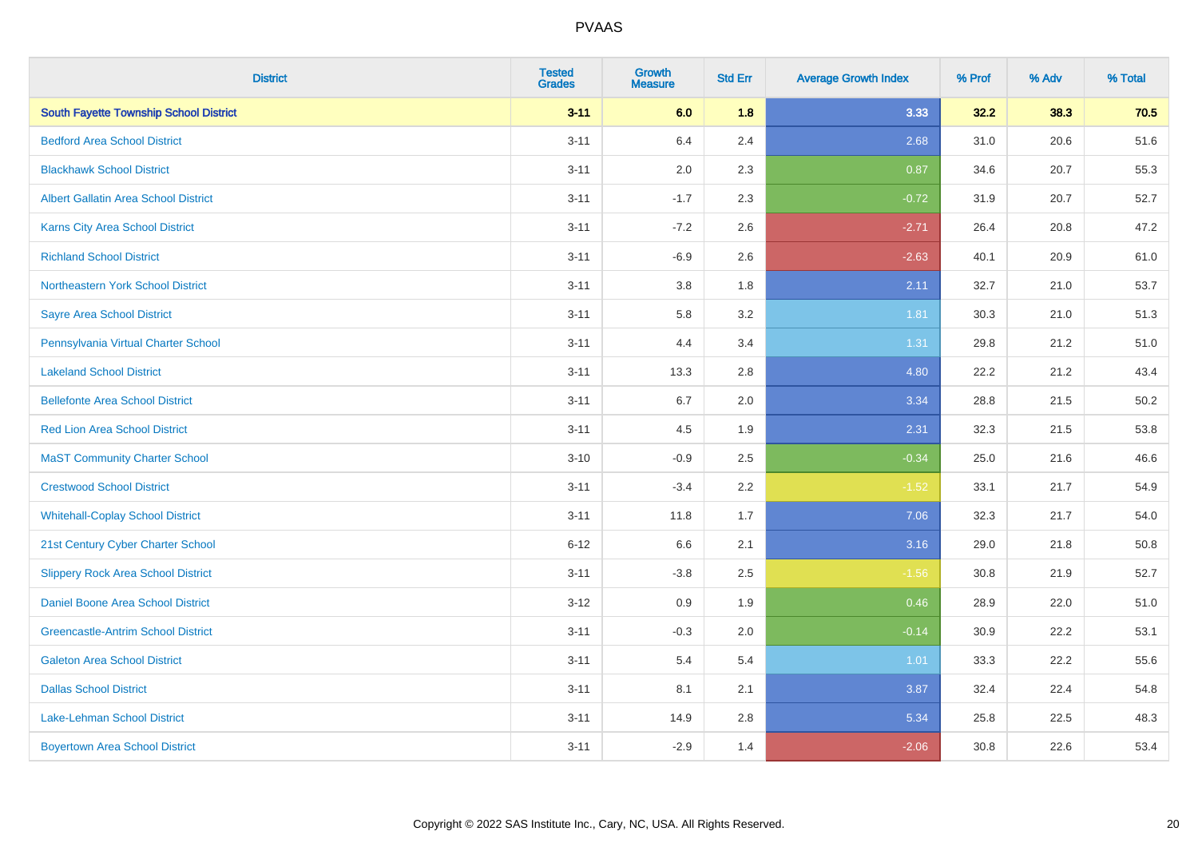# PVAAS

| District | Tested Grades | Growth Measure | Std Err | Average Growth Index | % Prof | % Adv | % Total |
|---|---|---|---|---|---|---|---|
| **South Fayette Township School District** | **3-11** | **6.0** | **1.8** | **3.33** | **32.2** | **38.3** | **70.5** |
| Bedford Area School District | 3-11 | 6.4 | 2.4 | 2.68 | 31.0 | 20.6 | 51.6 |
| Blackhawk School District | 3-11 | 2.0 | 2.3 | 0.87 | 34.6 | 20.7 | 55.3 |
| Albert Gallatin Area School District | 3-11 | -1.7 | 2.3 | -0.72 | 31.9 | 20.7 | 52.7 |
| Karns City Area School District | 3-11 | -7.2 | 2.6 | -2.71 | 26.4 | 20.8 | 47.2 |
| Richland School District | 3-11 | -6.9 | 2.6 | -2.63 | 40.1 | 20.9 | 61.0 |
| Northeastern York School District | 3-11 | 3.8 | 1.8 | 2.11 | 32.7 | 21.0 | 53.7 |
| Sayre Area School District | 3-11 | 5.8 | 3.2 | 1.81 | 30.3 | 21.0 | 51.3 |
| Pennsylvania Virtual Charter School | 3-11 | 4.4 | 3.4 | 1.31 | 29.8 | 21.2 | 51.0 |
| Lakeland School District | 3-11 | 13.3 | 2.8 | 4.80 | 22.2 | 21.2 | 43.4 |
| Bellefonte Area School District | 3-11 | 6.7 | 2.0 | 3.34 | 28.8 | 21.5 | 50.2 |
| Red Lion Area School District | 3-11 | 4.5 | 1.9 | 2.31 | 32.3 | 21.5 | 53.8 |
| MaST Community Charter School | 3-10 | -0.9 | 2.5 | -0.34 | 25.0 | 21.6 | 46.6 |
| Crestwood School District | 3-11 | -3.4 | 2.2 | -1.52 | 33.1 | 21.7 | 54.9 |
| Whitehall-Coplay School District | 3-11 | 11.8 | 1.7 | 7.06 | 32.3 | 21.7 | 54.0 |
| 21st Century Cyber Charter School | 6-12 | 6.6 | 2.1 | 3.16 | 29.0 | 21.8 | 50.8 |
| Slippery Rock Area School District | 3-11 | -3.8 | 2.5 | -1.56 | 30.8 | 21.9 | 52.7 |
| Daniel Boone Area School District | 3-12 | 0.9 | 1.9 | 0.46 | 28.9 | 22.0 | 51.0 |
| Greencastle-Antrim School District | 3-11 | -0.3 | 2.0 | -0.14 | 30.9 | 22.2 | 53.1 |
| Galeton Area School District | 3-11 | 5.4 | 5.4 | 1.01 | 33.3 | 22.2 | 55.6 |
| Dallas School District | 3-11 | 8.1 | 2.1 | 3.87 | 32.4 | 22.4 | 54.8 |
| Lake-Lehman School District | 3-11 | 14.9 | 2.8 | 5.34 | 25.8 | 22.5 | 48.3 |
| Boyertown Area School District | 3-11 | -2.9 | 1.4 | -2.06 | 30.8 | 22.6 | 53.4 |

Copyright © 2022 SAS Institute Inc., Cary, NC, USA. All Rights Reserved.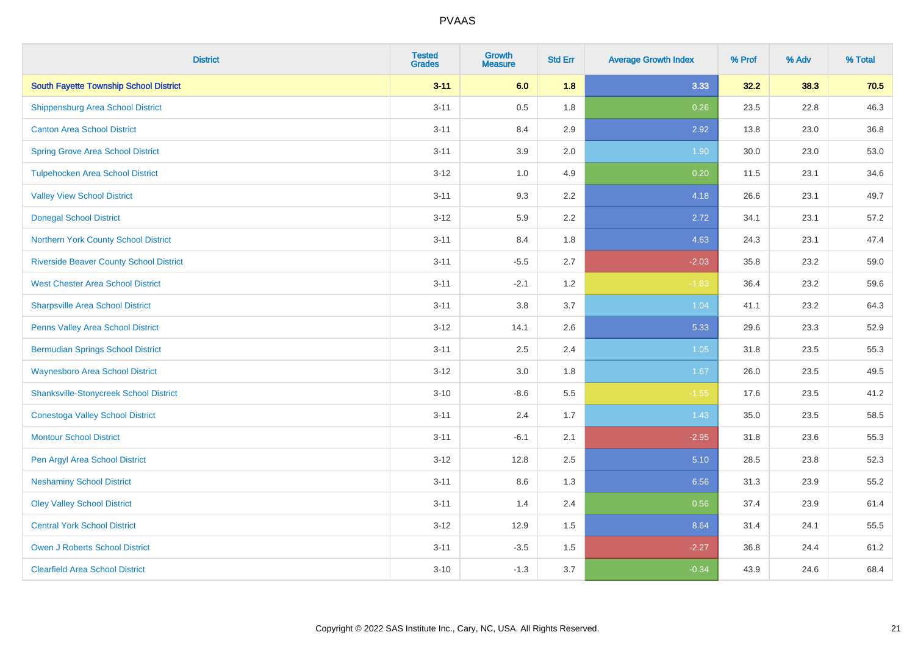# PVAAS

| District | Tested Grades | Growth Measure | Std Err | Average Growth Index | % Prof | % Adv | % Total |
|---|---|---|---|---|---|---|---|
| **South Fayette Township School District** | **3-11** | **6.0** | **1.8** | **3.33** | **32.2** | **38.3** | **70.5** |
| Shippensburg Area School District | 3-11 | 0.5 | 1.8 | 0.26 | 23.5 | 22.8 | 46.3 |
| Canton Area School District | 3-11 | 8.4 | 2.9 | 2.92 | 13.8 | 23.0 | 36.8 |
| Spring Grove Area School District | 3-11 | 3.9 | 2.0 | 1.90 | 30.0 | 23.0 | 53.0 |
| Tulpehocken Area School District | 3-12 | 1.0 | 4.9 | 0.20 | 11.5 | 23.1 | 34.6 |
| Valley View School District | 3-11 | 9.3 | 2.2 | 4.18 | 26.6 | 23.1 | 49.7 |
| Donegal School District | 3-12 | 5.9 | 2.2 | 2.72 | 34.1 | 23.1 | 57.2 |
| Northern York County School District | 3-11 | 8.4 | 1.8 | 4.63 | 24.3 | 23.1 | 47.4 |
| Riverside Beaver County School District | 3-11 | -5.5 | 2.7 | -2.03 | 35.8 | 23.2 | 59.0 |
| West Chester Area School District | 3-11 | -2.1 | 1.2 | -1.83 | 36.4 | 23.2 | 59.6 |
| Sharpsville Area School District | 3-11 | 3.8 | 3.7 | 1.04 | 41.1 | 23.2 | 64.3 |
| Penns Valley Area School District | 3-12 | 14.1 | 2.6 | 5.33 | 29.6 | 23.3 | 52.9 |
| Bermudian Springs School District | 3-11 | 2.5 | 2.4 | 1.05 | 31.8 | 23.5 | 55.3 |
| Waynesboro Area School District | 3-12 | 3.0 | 1.8 | 1.67 | 26.0 | 23.5 | 49.5 |
| Shanksville-Stonycreek School District | 3-10 | -8.6 | 5.5 | -1.55 | 17.6 | 23.5 | 41.2 |
| Conestoga Valley School District | 3-11 | 2.4 | 1.7 | 1.43 | 35.0 | 23.5 | 58.5 |
| Montour School District | 3-11 | -6.1 | 2.1 | -2.95 | 31.8 | 23.6 | 55.3 |
| Pen Argyl Area School District | 3-12 | 12.8 | 2.5 | 5.10 | 28.5 | 23.8 | 52.3 |
| Neshaminy School District | 3-11 | 8.6 | 1.3 | 6.56 | 31.3 | 23.9 | 55.2 |
| Oley Valley School District | 3-11 | 1.4 | 2.4 | 0.56 | 37.4 | 23.9 | 61.4 |
| Central York School District | 3-12 | 12.9 | 1.5 | 8.64 | 31.4 | 24.1 | 55.5 |
| Owen J Roberts School District | 3-11 | -3.5 | 1.5 | -2.27 | 36.8 | 24.4 | 61.2 |
| Clearfield Area School District | 3-10 | -1.3 | 3.7 | -0.34 | 43.9 | 24.6 | 68.4 |

Copyright © 2022 SAS Institute Inc., Cary, NC, USA. All Rights Reserved.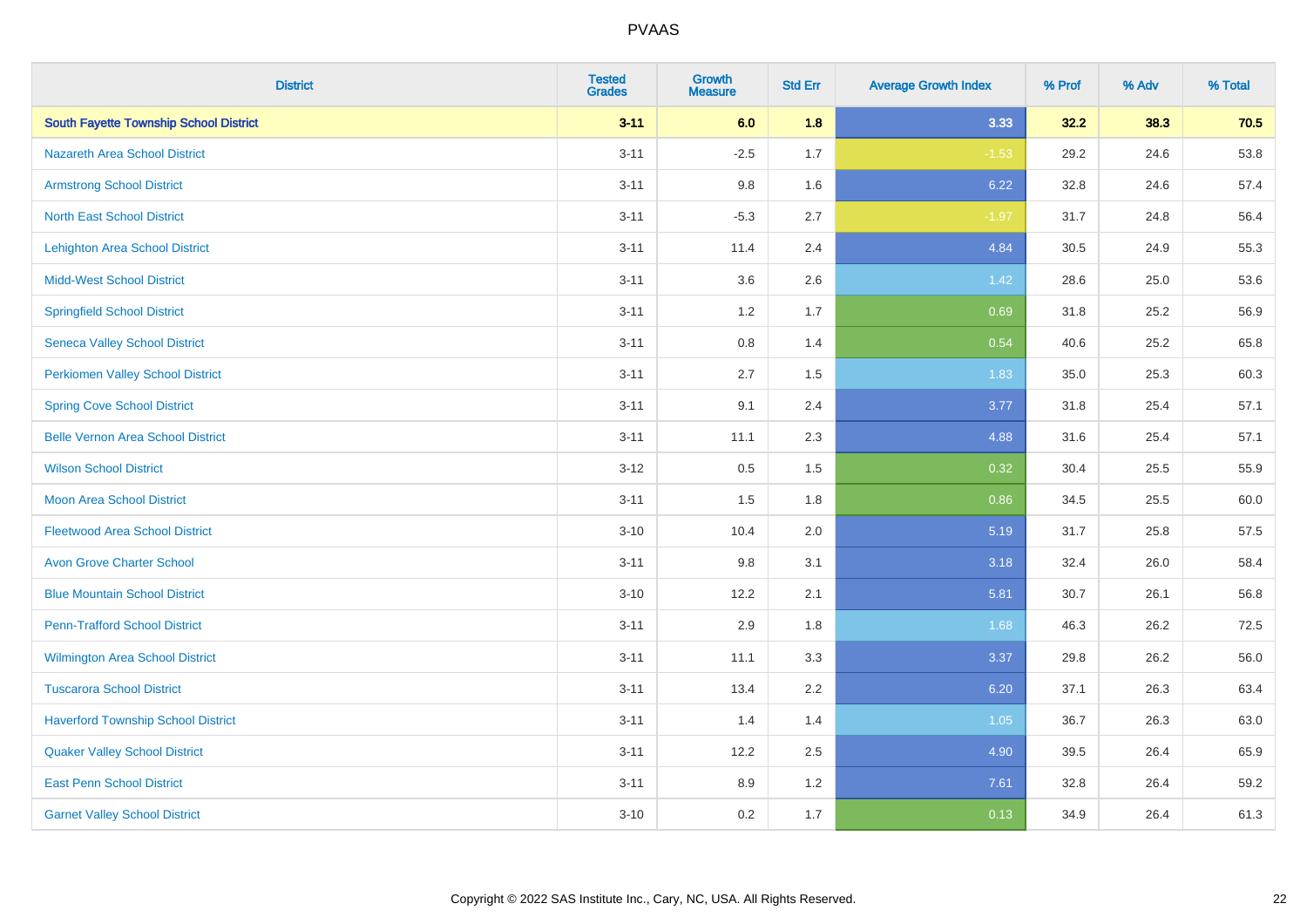| District | Tested Grades | Growth Measure | Std Err | Average Growth Index | % Prof | % Adv | % Total |
|---|---|---|---|---|---|---|---|
| **South Fayette Township School District** | **3-11** | **6.0** | **1.8** | **3.33** | **32.2** | **38.3** | **70.5** |
| Nazareth Area School District | 3-11 | -2.5 | 1.7 | -1.53 | 29.2 | 24.6 | 53.8 |
| Armstrong School District | 3-11 | 9.8 | 1.6 | 6.22 | 32.8 | 24.6 | 57.4 |
| North East School District | 3-11 | -5.3 | 2.7 | -1.97 | 31.7 | 24.8 | 56.4 |
| Lehighton Area School District | 3-11 | 11.4 | 2.4 | 4.84 | 30.5 | 24.9 | 55.3 |
| Midd-West School District | 3-11 | 3.6 | 2.6 | 1.42 | 28.6 | 25.0 | 53.6 |
| Springfield School District | 3-11 | 1.2 | 1.7 | 0.69 | 31.8 | 25.2 | 56.9 |
| Seneca Valley School District | 3-11 | 0.8 | 1.4 | 0.54 | 40.6 | 25.2 | 65.8 |
| Perkiomen Valley School District | 3-11 | 2.7 | 1.5 | 1.83 | 35.0 | 25.3 | 60.3 |
| Spring Cove School District | 3-11 | 9.1 | 2.4 | 3.77 | 31.8 | 25.4 | 57.1 |
| Belle Vernon Area School District | 3-11 | 11.1 | 2.3 | 4.88 | 31.6 | 25.4 | 57.1 |
| Wilson School District | 3-12 | 0.5 | 1.5 | 0.32 | 30.4 | 25.5 | 55.9 |
| Moon Area School District | 3-11 | 1.5 | 1.8 | 0.86 | 34.5 | 25.5 | 60.0 |
| Fleetwood Area School District | 3-10 | 10.4 | 2.0 | 5.19 | 31.7 | 25.8 | 57.5 |
| Avon Grove Charter School | 3-11 | 9.8 | 3.1 | 3.18 | 32.4 | 26.0 | 58.4 |
| Blue Mountain School District | 3-10 | 12.2 | 2.1 | 5.81 | 30.7 | 26.1 | 56.8 |
| Penn-Trafford School District | 3-11 | 2.9 | 1.8 | 1.68 | 46.3 | 26.2 | 72.5 |
| Wilmington Area School District | 3-11 | 11.1 | 3.3 | 3.37 | 29.8 | 26.2 | 56.0 |
| Tuscarora School District | 3-11 | 13.4 | 2.2 | 6.20 | 37.1 | 26.3 | 63.4 |
| Haverford Township School District | 3-11 | 1.4 | 1.4 | 1.05 | 36.7 | 26.3 | 63.0 |
| Quaker Valley School District | 3-11 | 12.2 | 2.5 | 4.90 | 39.5 | 26.4 | 65.9 |
| East Penn School District | 3-11 | 8.9 | 1.2 | 7.61 | 32.8 | 26.4 | 59.2 |
| Garnet Valley School District | 3-10 | 0.2 | 1.7 | 0.13 | 34.9 | 26.4 | 61.3 |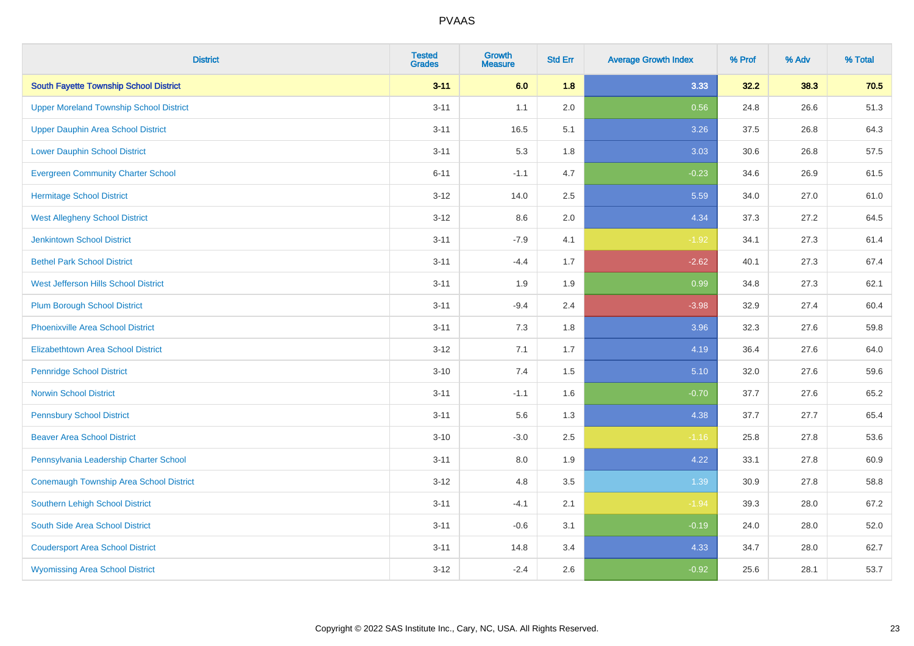| District | Tested Grades | Growth Measure | Std Err | Average Growth Index | % Prof | % Adv | % Total |
|---|---|---|---|---|---|---|---|
| **South Fayette Township School District** | **3-11** | **6.0** | **1.8** | **3.33** | **32.2** | **38.3** | **70.5** |
| Upper Moreland Township School District | 3-11 | 1.1 | 2.0 | 0.56 | 24.8 | 26.6 | 51.3 |
| Upper Dauphin Area School District | 3-11 | 16.5 | 5.1 | 3.26 | 37.5 | 26.8 | 64.3 |
| Lower Dauphin School District | 3-11 | 5.3 | 1.8 | 3.03 | 30.6 | 26.8 | 57.5 |
| Evergreen Community Charter School | 6-11 | -1.1 | 4.7 | -0.23 | 34.6 | 26.9 | 61.5 |
| Hermitage School District | 3-12 | 14.0 | 2.5 | 5.59 | 34.0 | 27.0 | 61.0 |
| West Allegheny School District | 3-12 | 8.6 | 2.0 | 4.34 | 37.3 | 27.2 | 64.5 |
| Jenkintown School District | 3-11 | -7.9 | 4.1 | -1.92 | 34.1 | 27.3 | 61.4 |
| Bethel Park School District | 3-11 | -4.4 | 1.7 | -2.62 | 40.1 | 27.3 | 67.4 |
| West Jefferson Hills School District | 3-11 | 1.9 | 1.9 | 0.99 | 34.8 | 27.3 | 62.1 |
| Plum Borough School District | 3-11 | -9.4 | 2.4 | -3.98 | 32.9 | 27.4 | 60.4 |
| Phoenixville Area School District | 3-11 | 7.3 | 1.8 | 3.96 | 32.3 | 27.6 | 59.8 |
| Elizabethtown Area School District | 3-12 | 7.1 | 1.7 | 4.19 | 36.4 | 27.6 | 64.0 |
| Pennridge School District | 3-10 | 7.4 | 1.5 | 5.10 | 32.0 | 27.6 | 59.6 |
| Norwin School District | 3-11 | -1.1 | 1.6 | -0.70 | 37.7 | 27.6 | 65.2 |
| Pennsbury School District | 3-11 | 5.6 | 1.3 | 4.38 | 37.7 | 27.7 | 65.4 |
| Beaver Area School District | 3-10 | -3.0 | 2.5 | -1.16 | 25.8 | 27.8 | 53.6 |
| Pennsylvania Leadership Charter School | 3-11 | 8.0 | 1.9 | 4.22 | 33.1 | 27.8 | 60.9 |
| Conemaugh Township Area School District | 3-12 | 4.8 | 3.5 | 1.39 | 30.9 | 27.8 | 58.8 |
| Southern Lehigh School District | 3-11 | -4.1 | 2.1 | -1.94 | 39.3 | 28.0 | 67.2 |
| South Side Area School District | 3-11 | -0.6 | 3.1 | -0.19 | 24.0 | 28.0 | 52.0 |
| Coudersport Area School District | 3-11 | 14.8 | 3.4 | 4.33 | 34.7 | 28.0 | 62.7 |
| Wyomissing Area School District | 3-12 | -2.4 | 2.6 | -0.92 | 25.6 | 28.1 | 53.7 |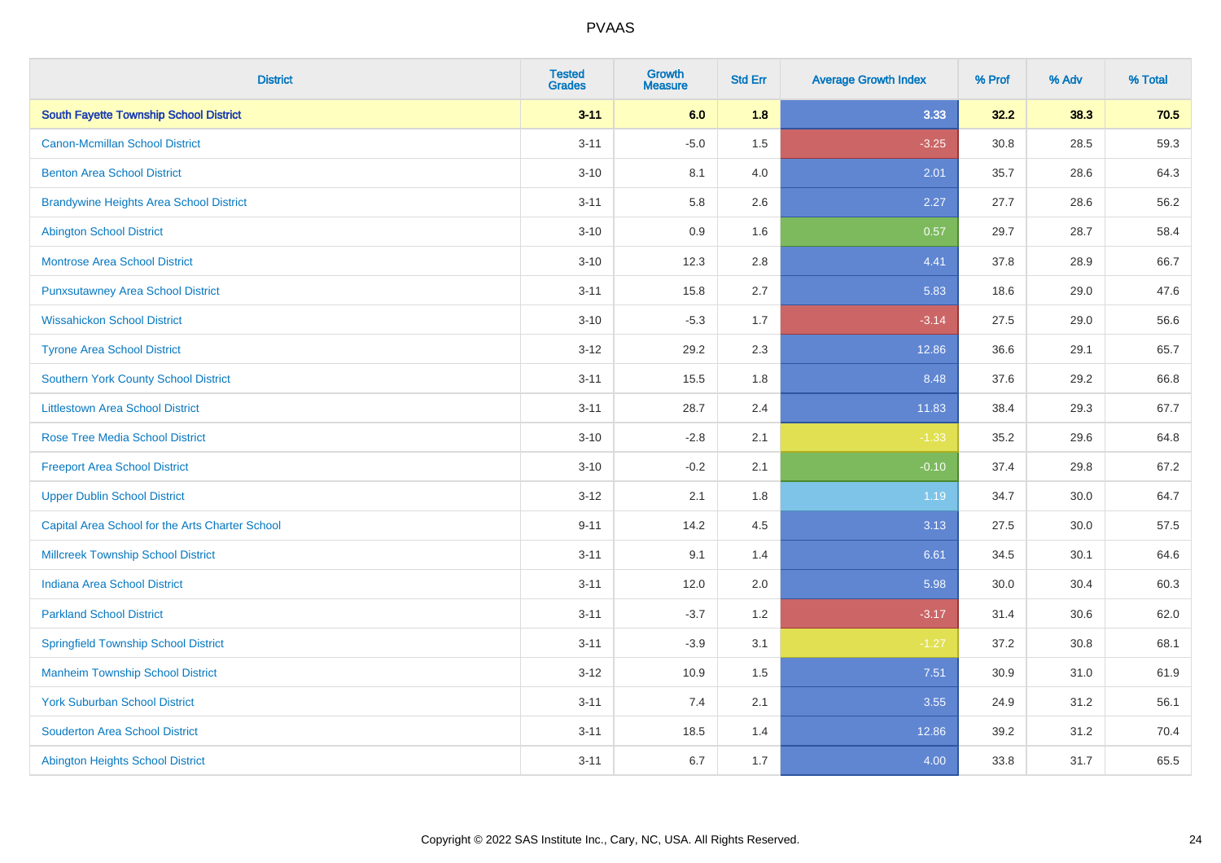| District | Tested Grades | Growth Measure | Std Err | Average Growth Index | % Prof | % Adv | % Total |
|---|---|---|---|---|---|---|---|
| **South Fayette Township School District** | **3-11** | **6.0** | **1.8** | **3.33** | **32.2** | **38.3** | **70.5** |
| Canon-Mcmillan School District | 3-11 | -5.0 | 1.5 | -3.25 | 30.8 | 28.5 | 59.3 |
| Benton Area School District | 3-10 | 8.1 | 4.0 | 2.01 | 35.7 | 28.6 | 64.3 |
| Brandywine Heights Area School District | 3-11 | 5.8 | 2.6 | 2.27 | 27.7 | 28.6 | 56.2 |
| Abington School District | 3-10 | 0.9 | 1.6 | 0.57 | 29.7 | 28.7 | 58.4 |
| Montrose Area School District | 3-10 | 12.3 | 2.8 | 4.41 | 37.8 | 28.9 | 66.7 |
| Punxsutawney Area School District | 3-11 | 15.8 | 2.7 | 5.83 | 18.6 | 29.0 | 47.6 |
| Wissahickon School District | 3-10 | -5.3 | 1.7 | -3.14 | 27.5 | 29.0 | 56.6 |
| Tyrone Area School District | 3-12 | 29.2 | 2.3 | 12.86 | 36.6 | 29.1 | 65.7 |
| Southern York County School District | 3-11 | 15.5 | 1.8 | 8.48 | 37.6 | 29.2 | 66.8 |
| Littlestown Area School District | 3-11 | 28.7 | 2.4 | 11.83 | 38.4 | 29.3 | 67.7 |
| Rose Tree Media School District | 3-10 | -2.8 | 2.1 | -1.33 | 35.2 | 29.6 | 64.8 |
| Freeport Area School District | 3-10 | -0.2 | 2.1 | -0.10 | 37.4 | 29.8 | 67.2 |
| Upper Dublin School District | 3-12 | 2.1 | 1.8 | 1.19 | 34.7 | 30.0 | 64.7 |
| Capital Area School for the Arts Charter School | 9-11 | 14.2 | 4.5 | 3.13 | 27.5 | 30.0 | 57.5 |
| Millcreek Township School District | 3-11 | 9.1 | 1.4 | 6.61 | 34.5 | 30.1 | 64.6 |
| Indiana Area School District | 3-11 | 12.0 | 2.0 | 5.98 | 30.0 | 30.4 | 60.3 |
| Parkland School District | 3-11 | -3.7 | 1.2 | -3.17 | 31.4 | 30.6 | 62.0 |
| Springfield Township School District | 3-11 | -3.9 | 3.1 | -1.27 | 37.2 | 30.8 | 68.1 |
| Manheim Township School District | 3-12 | 10.9 | 1.5 | 7.51 | 30.9 | 31.0 | 61.9 |
| York Suburban School District | 3-11 | 7.4 | 2.1 | 3.55 | 24.9 | 31.2 | 56.1 |
| Souderton Area School District | 3-11 | 18.5 | 1.4 | 12.86 | 39.2 | 31.2 | 70.4 |
| Abington Heights School District | 3-11 | 6.7 | 1.7 | 4.00 | 33.8 | 31.7 | 65.5 |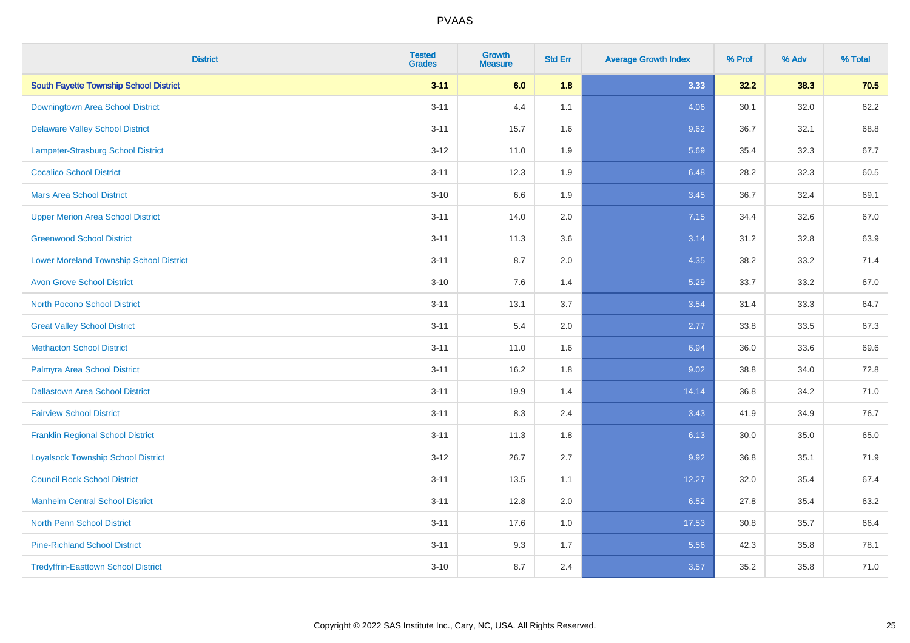# PVAAS

| District | Tested Grades | Growth Measure | Std Err | Average Growth Index | % Prof | % Adv | % Total |
|---|---|---|---|---|---|---|---|
| **South Fayette Township School District** | **3-11** | **6.0** | **1.8** | **3.33** | **32.2** | **38.3** | **70.5** |
| Downingtown Area School District | 3-11 | 4.4 | 1.1 | 4.06 | 30.1 | 32.0 | 62.2 |
| Delaware Valley School District | 3-11 | 15.7 | 1.6 | 9.62 | 36.7 | 32.1 | 68.8 |
| Lampeter-Strasburg School District | 3-12 | 11.0 | 1.9 | 5.69 | 35.4 | 32.3 | 67.7 |
| Cocalico School District | 3-11 | 12.3 | 1.9 | 6.48 | 28.2 | 32.3 | 60.5 |
| Mars Area School District | 3-10 | 6.6 | 1.9 | 3.45 | 36.7 | 32.4 | 69.1 |
| Upper Merion Area School District | 3-11 | 14.0 | 2.0 | 7.15 | 34.4 | 32.6 | 67.0 |
| Greenwood School District | 3-11 | 11.3 | 3.6 | 3.14 | 31.2 | 32.8 | 63.9 |
| Lower Moreland Township School District | 3-11 | 8.7 | 2.0 | 4.35 | 38.2 | 33.2 | 71.4 |
| Avon Grove School District | 3-10 | 7.6 | 1.4 | 5.29 | 33.7 | 33.2 | 67.0 |
| North Pocono School District | 3-11 | 13.1 | 3.7 | 3.54 | 31.4 | 33.3 | 64.7 |
| Great Valley School District | 3-11 | 5.4 | 2.0 | 2.77 | 33.8 | 33.5 | 67.3 |
| Methacton School District | 3-11 | 11.0 | 1.6 | 6.94 | 36.0 | 33.6 | 69.6 |
| Palmyra Area School District | 3-11 | 16.2 | 1.8 | 9.02 | 38.8 | 34.0 | 72.8 |
| Dallastown Area School District | 3-11 | 19.9 | 1.4 | 14.14 | 36.8 | 34.2 | 71.0 |
| Fairview School District | 3-11 | 8.3 | 2.4 | 3.43 | 41.9 | 34.9 | 76.7 |
| Franklin Regional School District | 3-11 | 11.3 | 1.8 | 6.13 | 30.0 | 35.0 | 65.0 |
| Loyalsock Township School District | 3-12 | 26.7 | 2.7 | 9.92 | 36.8 | 35.1 | 71.9 |
| Council Rock School District | 3-11 | 13.5 | 1.1 | 12.27 | 32.0 | 35.4 | 67.4 |
| Manheim Central School District | 3-11 | 12.8 | 2.0 | 6.52 | 27.8 | 35.4 | 63.2 |
| North Penn School District | 3-11 | 17.6 | 1.0 | 17.53 | 30.8 | 35.7 | 66.4 |
| Pine-Richland School District | 3-11 | 9.3 | 1.7 | 5.56 | 42.3 | 35.8 | 78.1 |
| Tredyffrin-Easttown School District | 3-10 | 8.7 | 2.4 | 3.57 | 35.2 | 35.8 | 71.0 |

Copyright © 2022 SAS Institute Inc., Cary, NC, USA. All Rights Reserved.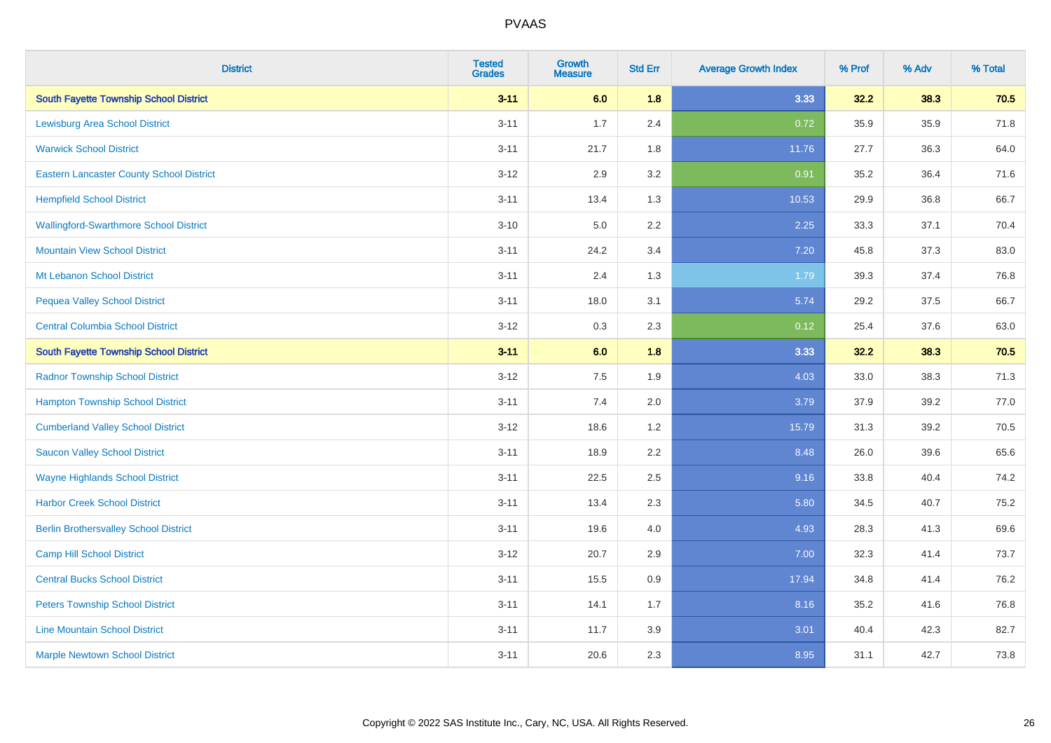# PVAAS

| District | Tested Grades | Growth Measure | Std Err | Average Growth Index | % Prof | % Adv | % Total |
|---|---|---|---|---|---|---|---|
| **South Fayette Township School District** | **3-11** | **6.0** | **1.8** | **3.33** | **32.2** | **38.3** | **70.5** |
| Lewisburg Area School District | 3-11 | 1.7 | 2.4 | 0.72 | 35.9 | 35.9 | 71.8 |
| Warwick School District | 3-11 | 21.7 | 1.8 | 11.76 | 27.7 | 36.3 | 64.0 |
| Eastern Lancaster County School District | 3-12 | 2.9 | 3.2 | 0.91 | 35.2 | 36.4 | 71.6 |
| Hempfield School District | 3-11 | 13.4 | 1.3 | 10.53 | 29.9 | 36.8 | 66.7 |
| Wallingford-Swarthmore School District | 3-10 | 5.0 | 2.2 | 2.25 | 33.3 | 37.1 | 70.4 |
| Mountain View School District | 3-11 | 24.2 | 3.4 | 7.20 | 45.8 | 37.3 | 83.0 |
| Mt Lebanon School District | 3-11 | 2.4 | 1.3 | 1.79 | 39.3 | 37.4 | 76.8 |
| Pequea Valley School District | 3-11 | 18.0 | 3.1 | 5.74 | 29.2 | 37.5 | 66.7 |
| Central Columbia School District | 3-12 | 0.3 | 2.3 | 0.12 | 25.4 | 37.6 | 63.0 |
| **South Fayette Township School District** | **3-11** | **6.0** | **1.8** | **3.33** | **32.2** | **38.3** | **70.5** |
| Radnor Township School District | 3-12 | 7.5 | 1.9 | 4.03 | 33.0 | 38.3 | 71.3 |
| Hampton Township School District | 3-11 | 7.4 | 2.0 | 3.79 | 37.9 | 39.2 | 77.0 |
| Cumberland Valley School District | 3-12 | 18.6 | 1.2 | 15.79 | 31.3 | 39.2 | 70.5 |
| Saucon Valley School District | 3-11 | 18.9 | 2.2 | 8.48 | 26.0 | 39.6 | 65.6 |
| Wayne Highlands School District | 3-11 | 22.5 | 2.5 | 9.16 | 33.8 | 40.4 | 74.2 |
| Harbor Creek School District | 3-11 | 13.4 | 2.3 | 5.80 | 34.5 | 40.7 | 75.2 |
| Berlin Brothersvalley School District | 3-11 | 19.6 | 4.0 | 4.93 | 28.3 | 41.3 | 69.6 |
| Camp Hill School District | 3-12 | 20.7 | 2.9 | 7.00 | 32.3 | 41.4 | 73.7 |
| Central Bucks School District | 3-11 | 15.5 | 0.9 | 17.94 | 34.8 | 41.4 | 76.2 |
| Peters Township School District | 3-11 | 14.1 | 1.7 | 8.16 | 35.2 | 41.6 | 76.8 |
| Line Mountain School District | 3-11 | 11.7 | 3.9 | 3.01 | 40.4 | 42.3 | 82.7 |
| Marple Newtown School District | 3-11 | 20.6 | 2.3 | 8.95 | 31.1 | 42.7 | 73.8 |

Copyright © 2022 SAS Institute Inc., Cary, NC, USA. All Rights Reserved.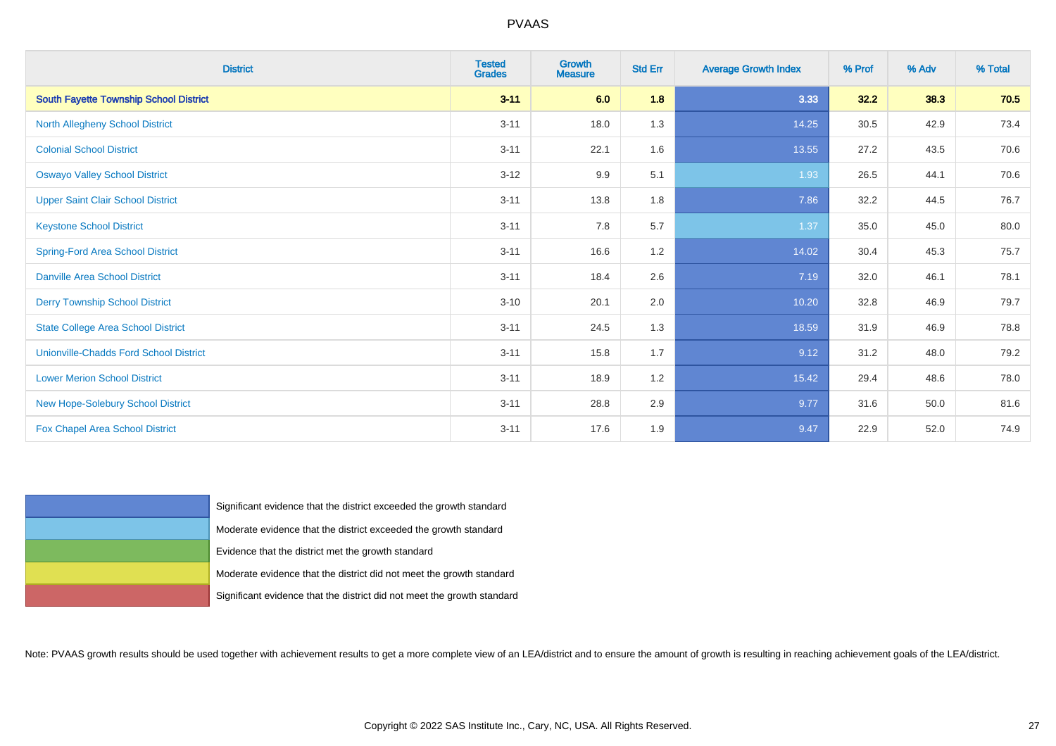# PVAAS

| District | Tested Grades | Growth Measure | Std Err | Average Growth Index | % Prof | % Adv | % Total |
|---|---|---|---|---|---|---|---|
| **South Fayette Township School District** | **3-11** | **6.0** | **1.8** | **3.33** | **32.2** | **38.3** | **70.5** |
| North Allegheny School District | 3-11 | 18.0 | 1.3 | 14.25 | 30.5 | 42.9 | 73.4 |
| Colonial School District | 3-11 | 22.1 | 1.6 | 13.55 | 27.2 | 43.5 | 70.6 |
| Oswayo Valley School District | 3-12 | 9.9 | 5.1 | 1.93 | 26.5 | 44.1 | 70.6 |
| Upper Saint Clair School District | 3-11 | 13.8 | 1.8 | 7.86 | 32.2 | 44.5 | 76.7 |
| Keystone School District | 3-11 | 7.8 | 5.7 | 1.37 | 35.0 | 45.0 | 80.0 |
| Spring-Ford Area School District | 3-11 | 16.6 | 1.2 | 14.02 | 30.4 | 45.3 | 75.7 |
| Danville Area School District | 3-11 | 18.4 | 2.6 | 7.19 | 32.0 | 46.1 | 78.1 |
| Derry Township School District | 3-10 | 20.1 | 2.0 | 10.20 | 32.8 | 46.9 | 79.7 |
| State College Area School District | 3-11 | 24.5 | 1.3 | 18.59 | 31.9 | 46.9 | 78.8 |
| Unionville-Chadds Ford School District | 3-11 | 15.8 | 1.7 | 9.12 | 31.2 | 48.0 | 79.2 |
| Lower Merion School District | 3-11 | 18.9 | 1.2 | 15.42 | 29.4 | 48.6 | 78.0 |
| New Hope-Solebury School District | 3-11 | 28.8 | 2.9 | 9.77 | 31.6 | 50.0 | 81.6 |
| Fox Chapel Area School District | 3-11 | 17.6 | 1.9 | 9.47 | 22.9 | 52.0 | 74.9 |

Significant evidence that the district exceeded the growth standard

Moderate evidence that the district exceeded the growth standard

Evidence that the district met the growth standard

Moderate evidence that the district did not meet the growth standard

Significant evidence that the district did not meet the growth standard

Note: PVAAS growth results should be used together with achievement results to get a more complete view of an LEA/district and to ensure the amount of growth is resulting in reaching achievement goals of the LEA/district.

Copyright © 2022 SAS Institute Inc., Cary, NC, USA. All Rights Reserved.